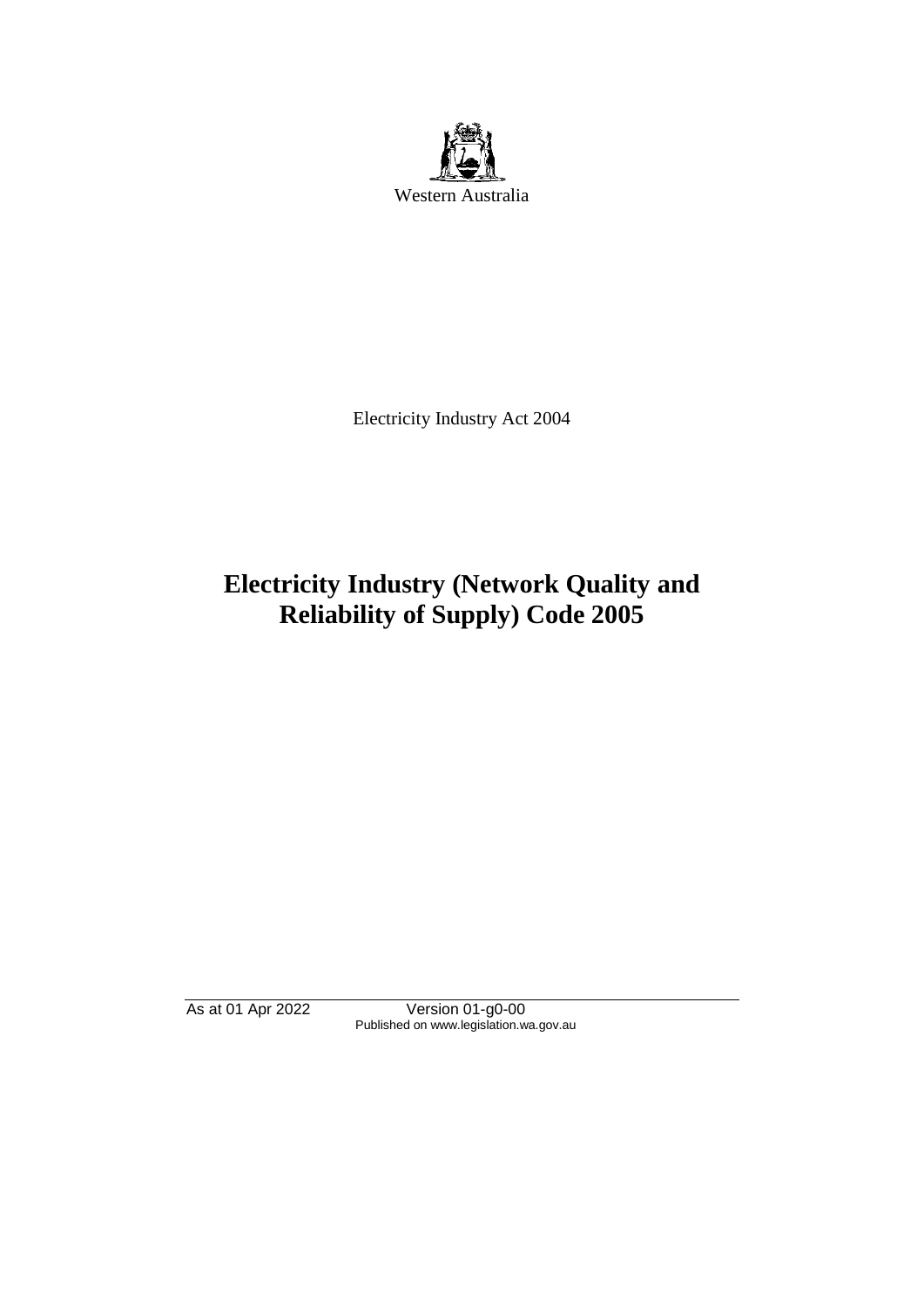Western Australia

Electricity Industry Act 2004

# Electricity Industry (Network Quality and Reliability of Supply) Code 2005

As at 01 Apr 2022 Version 01-g0-00
Published on www.legislation.wa.gov.au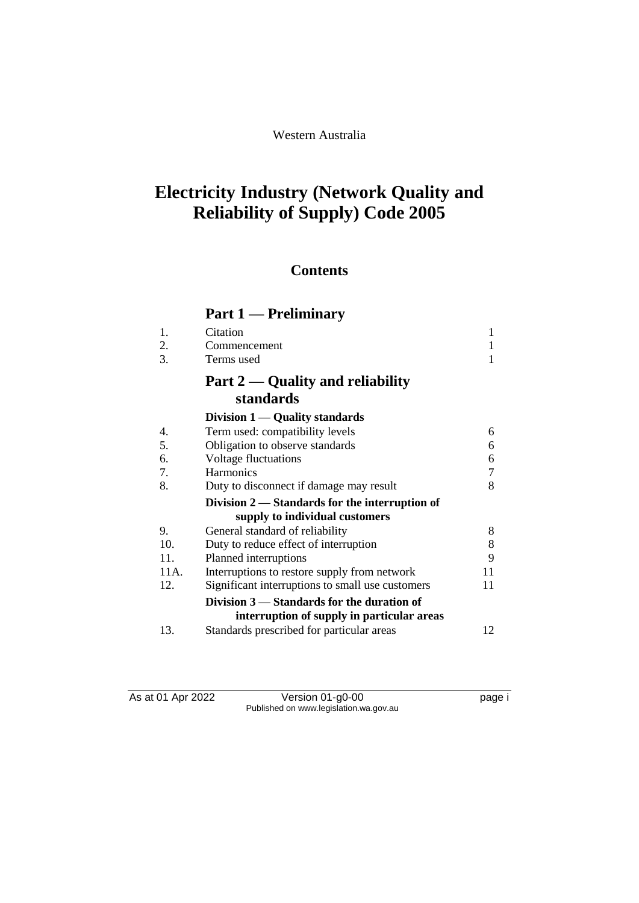Western Australia

# Electricity Industry (Network Quality and Reliability of Supply) Code 2005

## Contents

### Part 1 — Preliminary

| | | |
|---|---|---|
| 1. | Citation | 1 |
| 2. | Commencement | 1 |
| 3. | Terms used | 1 |

### Part 2 — Quality and reliability standards

#### Division 1 — Quality standards

| | | |
|---|---|---|
| 4. | Term used: compatibility levels | 6 |
| 5. | Obligation to observe standards | 6 |
| 6. | Voltage fluctuations | 6 |
| 7. | Harmonics | 7 |
| 8. | Duty to disconnect if damage may result | 8 |

#### Division 2 — Standards for the interruption of supply to individual customers

| | | |
|---|---|---|
| 9. | General standard of reliability | 8 |
| 10. | Duty to reduce effect of interruption | 8 |
| 11. | Planned interruptions | 9 |
| 11A. | Interruptions to restore supply from network | 11 |
| 12. | Significant interruptions to small use customers | 11 |

#### Division 3 — Standards for the duration of interruption of supply in particular areas

| | | |
|---|---|---|
| 13. | Standards prescribed for particular areas | 12 |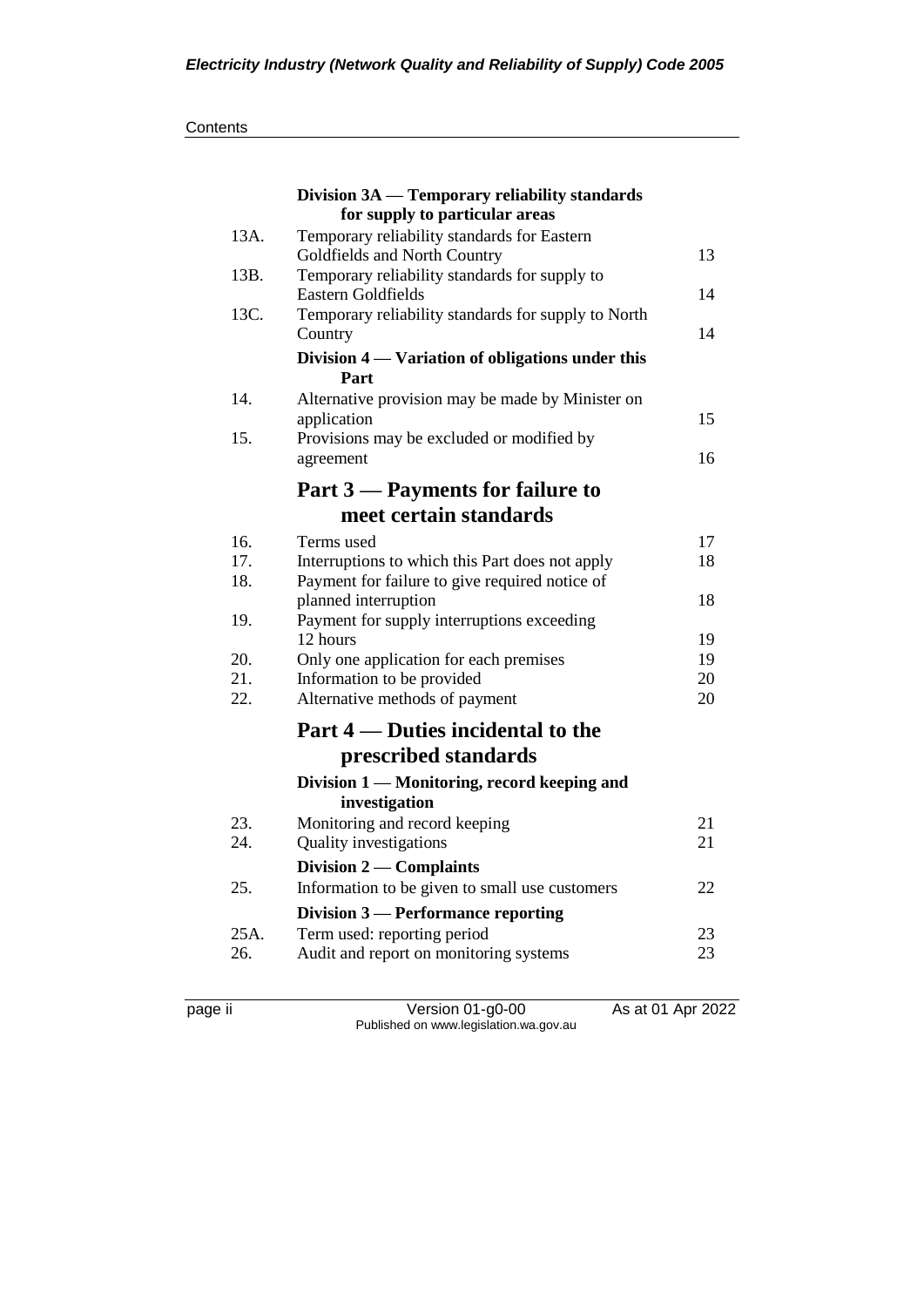| | Division 3A — Temporary reliability standards for supply to particular areas | |
|---|---|---|
| 13A. | Temporary reliability standards for Eastern Goldfields and North Country | 13 |
| 13B. | Temporary reliability standards for supply to Eastern Goldfields | 14 |
| 13C. | Temporary reliability standards for supply to North Country | 14 |
| | **Division 4 — Variation of obligations under this Part** | |
| 14. | Alternative provision may be made by Minister on application | 15 |
| 15. | Provisions may be excluded or modified by agreement | 16 |

## Part 3 — Payments for failure to meet certain standards

| | | |
|---|---|---|
| 16. | Terms used | 17 |
| 17. | Interruptions to which this Part does not apply | 18 |
| 18. | Payment for failure to give required notice of planned interruption | 18 |
| 19. | Payment for supply interruptions exceeding 12 hours | 19 |
| 20. | Only one application for each premises | 19 |
| 21. | Information to be provided | 20 |
| 22. | Alternative methods of payment | 20 |

## Part 4 — Duties incidental to the prescribed standards

| | | |
|---|---|---|
| | **Division 1 — Monitoring, record keeping and investigation** | |
| 23. | Monitoring and record keeping | 21 |
| 24. | Quality investigations | 21 |
| | **Division 2 — Complaints** | |
| 25. | Information to be given to small use customers | 22 |
| | **Division 3 — Performance reporting** | |
| 25A. | Term used: reporting period | 23 |
| 26. | Audit and report on monitoring systems | 23 |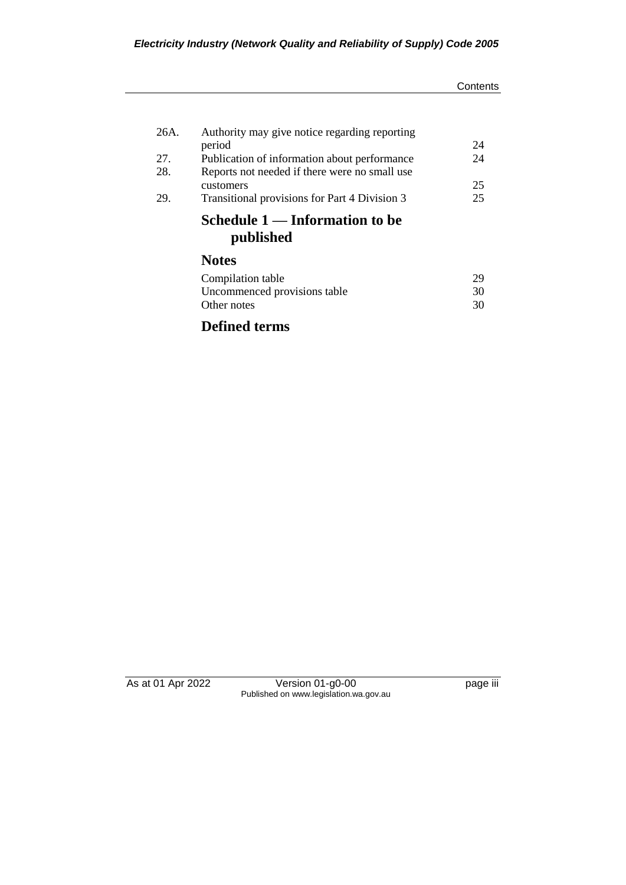| | | |
|---|---|---|
| 26A. | Authority may give notice regarding reporting period | 24 |
| 27. | Publication of information about performance | 24 |
| 28. | Reports not needed if there were no small use customers | 25 |
| 29. | Transitional provisions for Part 4 Division 3 | 25 |

## Schedule 1 — Information to be published

## Notes

| | |
|---|---|
| Compilation table | 29 |
| Uncommenced provisions table | 30 |
| Other notes | 30 |

## Defined terms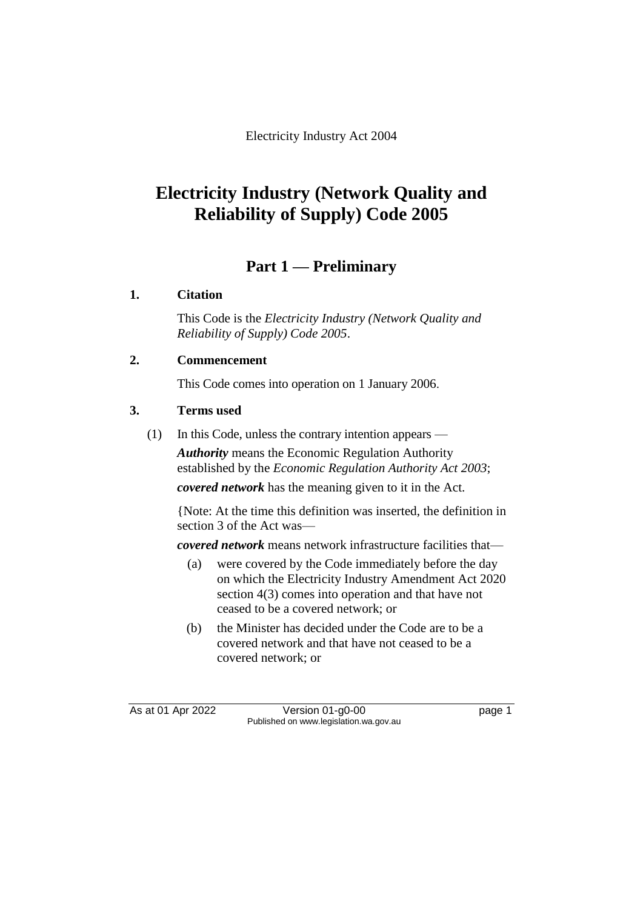Electricity Industry Act 2004

# Electricity Industry (Network Quality and Reliability of Supply) Code 2005

## Part 1 — Preliminary

### 1. Citation

This Code is the *Electricity Industry (Network Quality and Reliability of Supply) Code 2005*.

### 2. Commencement

This Code comes into operation on 1 January 2006.

### 3. Terms used

(1) In this Code, unless the contrary intention appears —

***Authority*** means the Economic Regulation Authority established by the *Economic Regulation Authority Act 2003*;

***covered network*** has the meaning given to it in the Act.

{Note: At the time this definition was inserted, the definition in section 3 of the Act was—

***covered network*** means network infrastructure facilities that—

(a) were covered by the Code immediately before the day on which the Electricity Industry Amendment Act 2020 section 4(3) comes into operation and that have not ceased to be a covered network; or

(b) the Minister has decided under the Code are to be a covered network and that have not ceased to be a covered network; or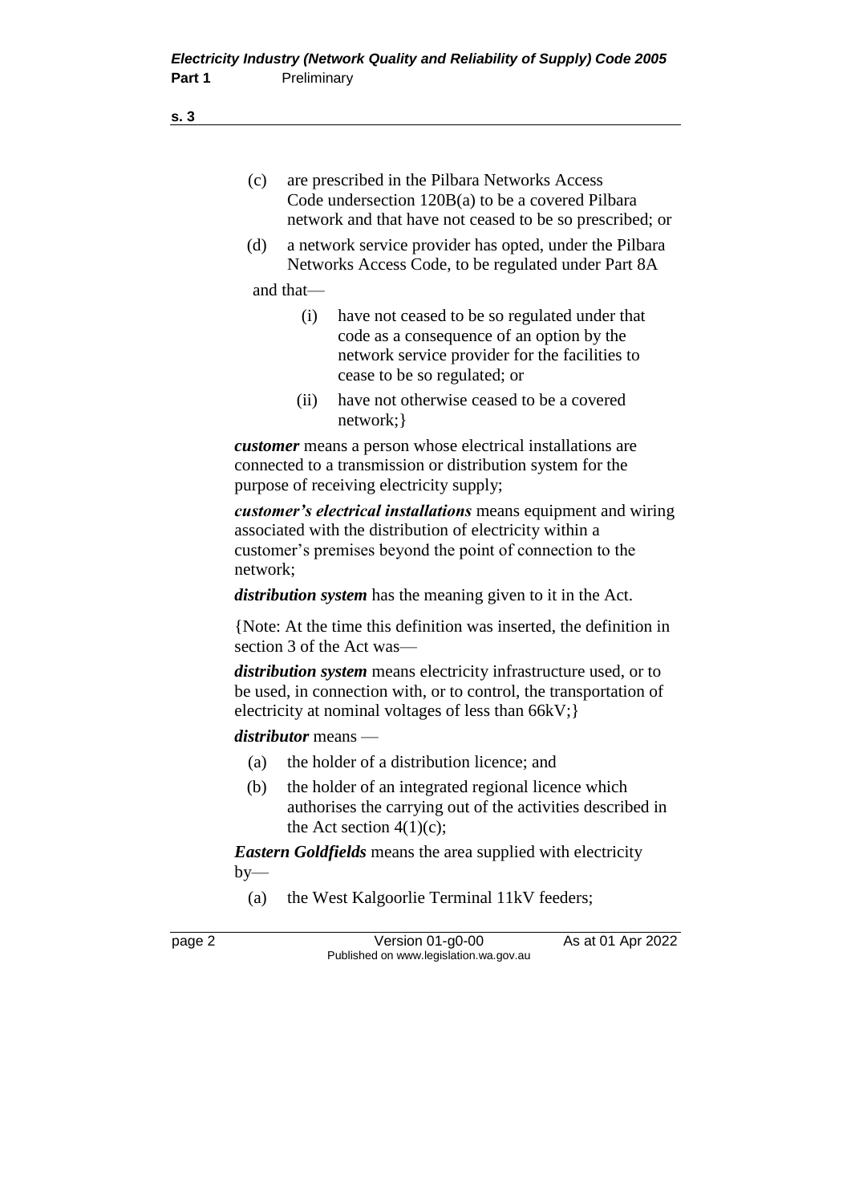(c) are prescribed in the Pilbara Networks Access Code undersection 120B(a) to be a covered Pilbara network and that have not ceased to be so prescribed; or

(d) a network service provider has opted, under the Pilbara Networks Access Code, to be regulated under Part 8A

and that—

(i) have not ceased to be so regulated under that code as a consequence of an option by the network service provider for the facilities to cease to be so regulated; or

(ii) have not otherwise ceased to be a covered network;}

***customer*** means a person whose electrical installations are connected to a transmission or distribution system for the purpose of receiving electricity supply;

***customer's electrical installations*** means equipment and wiring associated with the distribution of electricity within a customer's premises beyond the point of connection to the network;

***distribution system*** has the meaning given to it in the Act.

{Note: At the time this definition was inserted, the definition in section 3 of the Act was—

***distribution system*** means electricity infrastructure used, or to be used, in connection with, or to control, the transportation of electricity at nominal voltages of less than 66kV;}

***distributor*** means —

(a) the holder of a distribution licence; and

(b) the holder of an integrated regional licence which authorises the carrying out of the activities described in the Act section 4(1)(c);

***Eastern Goldfields*** means the area supplied with electricity by—

(a) the West Kalgoorlie Terminal 11kV feeders;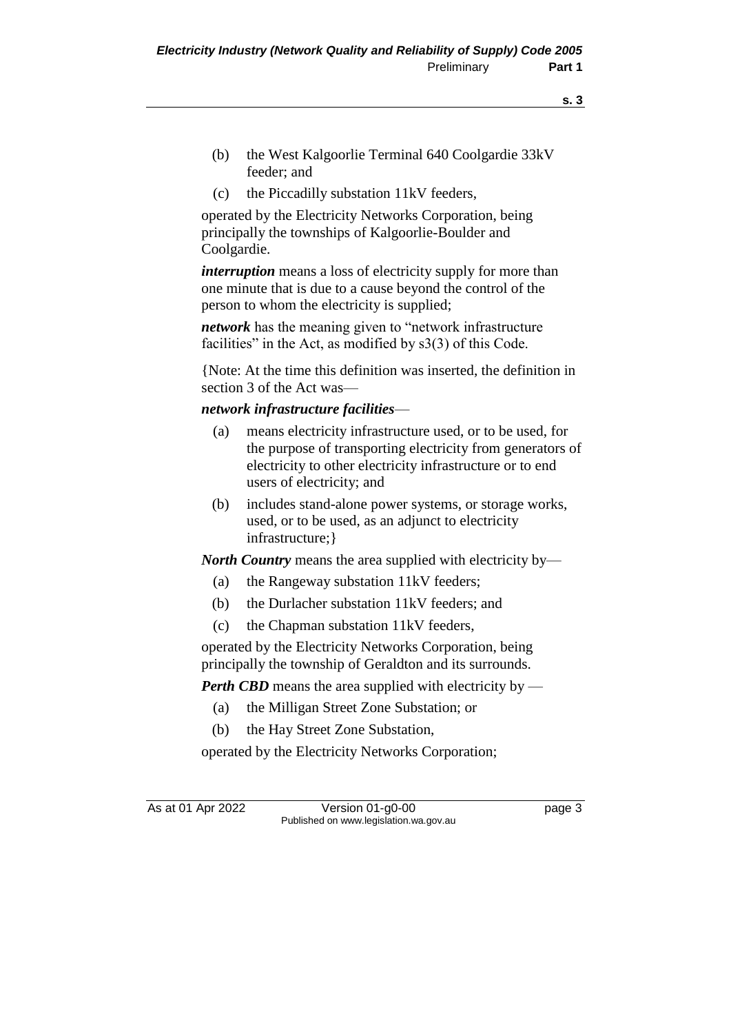(b) the West Kalgoorlie Terminal 640 Coolgardie 33kV feeder; and

(c) the Piccadilly substation 11kV feeders,

operated by the Electricity Networks Corporation, being principally the townships of Kalgoorlie-Boulder and Coolgardie.

***interruption*** means a loss of electricity supply for more than one minute that is due to a cause beyond the control of the person to whom the electricity is supplied;

***network*** has the meaning given to "network infrastructure facilities" in the Act, as modified by s3(3) of this Code.

{Note: At the time this definition was inserted, the definition in section 3 of the Act was—

***network infrastructure facilities***—

(a) means electricity infrastructure used, or to be used, for the purpose of transporting electricity from generators of electricity to other electricity infrastructure or to end users of electricity; and

(b) includes stand-alone power systems, or storage works, used, or to be used, as an adjunct to electricity infrastructure;}

***North Country*** means the area supplied with electricity by—

(a) the Rangeway substation 11kV feeders;

(b) the Durlacher substation 11kV feeders; and

(c) the Chapman substation 11kV feeders,

operated by the Electricity Networks Corporation, being principally the township of Geraldton and its surrounds.

***Perth CBD*** means the area supplied with electricity by —

(a) the Milligan Street Zone Substation; or

(b) the Hay Street Zone Substation,

operated by the Electricity Networks Corporation;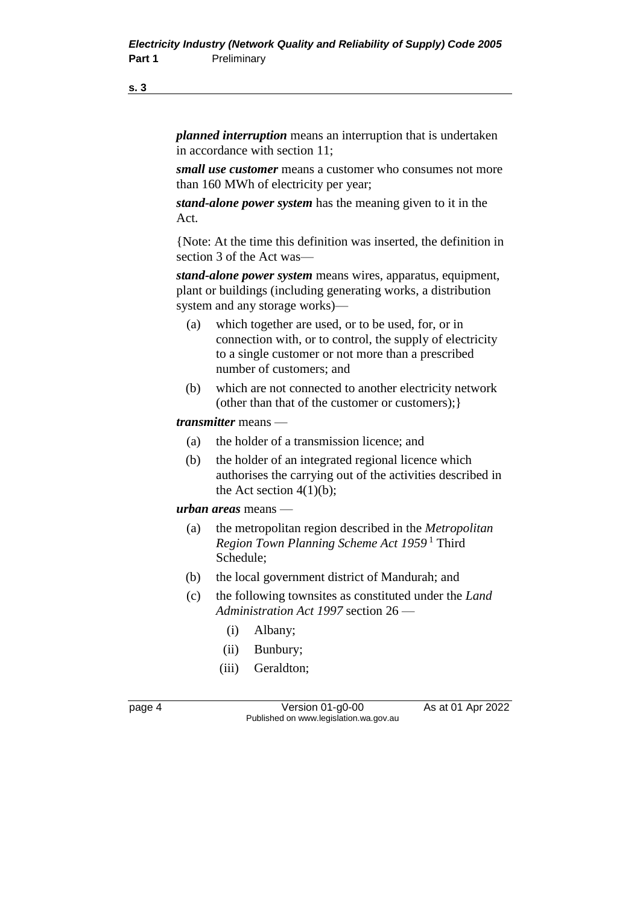***planned interruption*** means an interruption that is undertaken in accordance with section 11;

***small use customer*** means a customer who consumes not more than 160 MWh of electricity per year;

***stand-alone power system*** has the meaning given to it in the Act.

{Note: At the time this definition was inserted, the definition in section 3 of the Act was—

***stand-alone power system*** means wires, apparatus, equipment, plant or buildings (including generating works, a distribution system and any storage works)—

(a) which together are used, or to be used, for, or in connection with, or to control, the supply of electricity to a single customer or not more than a prescribed number of customers; and

(b) which are not connected to another electricity network (other than that of the customer or customers);}

***transmitter*** means —

(a) the holder of a transmission licence; and

(b) the holder of an integrated regional licence which authorises the carrying out of the activities described in the Act section 4(1)(b);

***urban areas*** means —

(a) the metropolitan region described in the *Metropolitan Region Town Planning Scheme Act 1959* [1] Third Schedule;

(b) the local government district of Mandurah; and

(c) the following townsites as constituted under the *Land Administration Act 1997* section 26 —

  (i) Albany;

  (ii) Bunbury;

  (iii) Geraldton;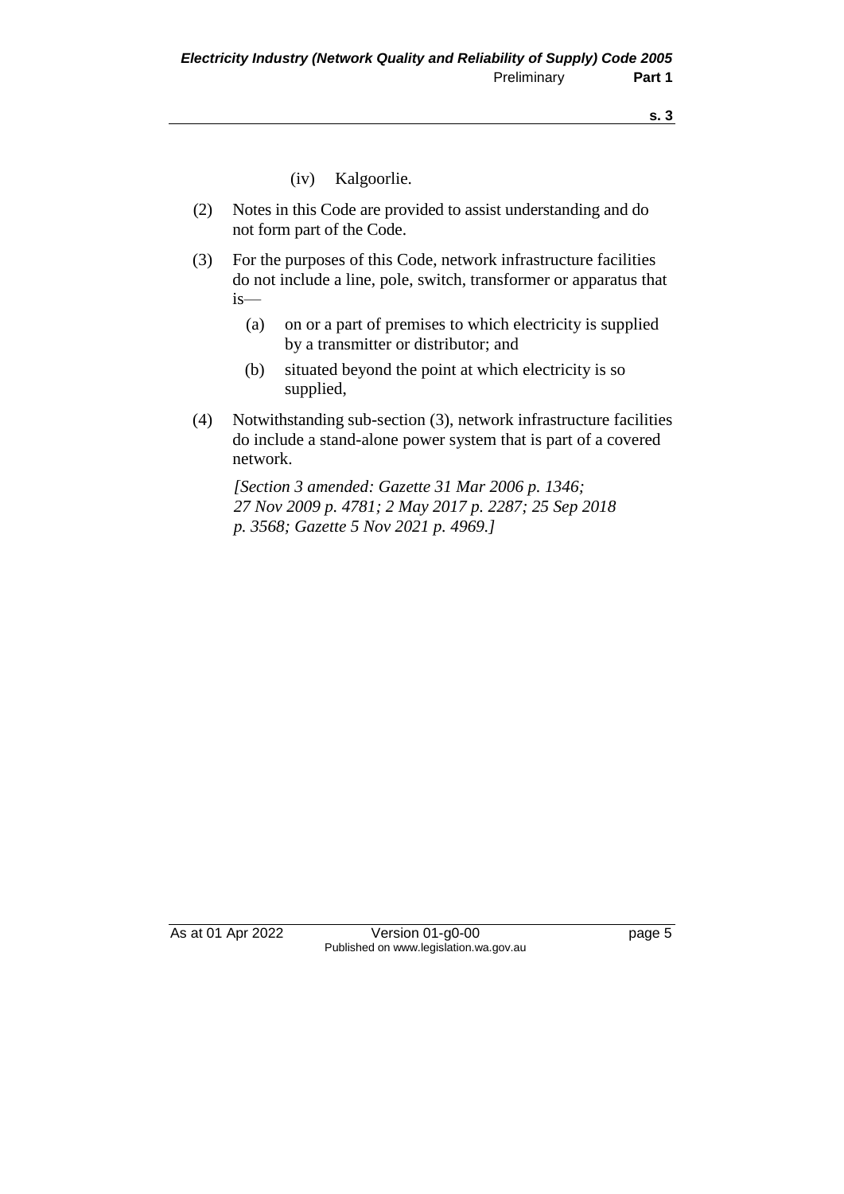(iv) Kalgoorlie.

(2) Notes in this Code are provided to assist understanding and do not form part of the Code.

(3) For the purposes of this Code, network infrastructure facilities do not include a line, pole, switch, transformer or apparatus that is—

(a) on or a part of premises to which electricity is supplied by a transmitter or distributor; and

(b) situated beyond the point at which electricity is so supplied,

(4) Notwithstanding sub-section (3), network infrastructure facilities do include a stand-alone power system that is part of a covered network.

*[Section 3 amended: Gazette 31 Mar 2006 p. 1346; 27 Nov 2009 p. 4781; 2 May 2017 p. 2287; 25 Sep 2018 p. 3568; Gazette 5 Nov 2021 p. 4969.]*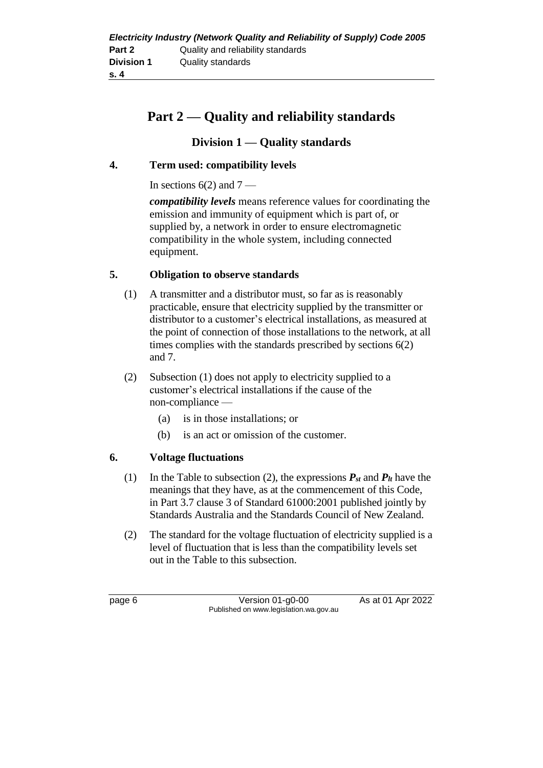# Part 2 — Quality and reliability standards

## Division 1 — Quality standards

### 4. Term used: compatibility levels

In sections 6(2) and 7 —

***compatibility levels*** means reference values for coordinating the emission and immunity of equipment which is part of, or supplied by, a network in order to ensure electromagnetic compatibility in the whole system, including connected equipment.

### 5. Obligation to observe standards

(1) A transmitter and a distributor must, so far as is reasonably practicable, ensure that electricity supplied by the transmitter or distributor to a customer's electrical installations, as measured at the point of connection of those installations to the network, at all times complies with the standards prescribed by sections 6(2) and 7.

(2) Subsection (1) does not apply to electricity supplied to a customer's electrical installations if the cause of the non-compliance —

- (a) is in those installations; or
- (b) is an act or omission of the customer.

### 6. Voltage fluctuations

(1) In the Table to subsection (2), the expressions $P_{st}$ and $P_{lt}$ have the meanings that they have, as at the commencement of this Code, in Part 3.7 clause 3 of Standard 61000:2001 published jointly by Standards Australia and the Standards Council of New Zealand.

(2) The standard for the voltage fluctuation of electricity supplied is a level of fluctuation that is less than the compatibility levels set out in the Table to this subsection.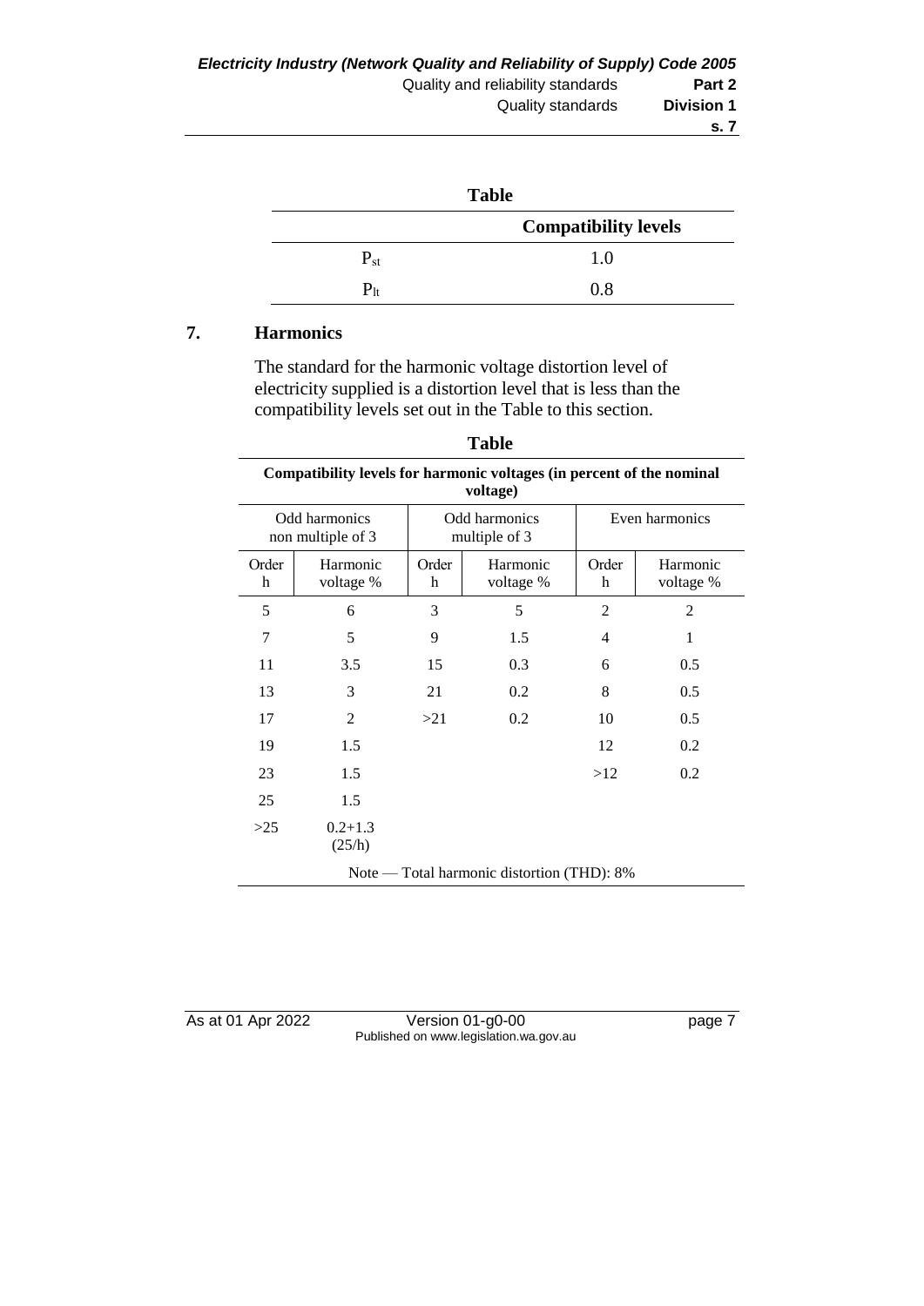**Table**

| | Compatibility levels |
|---|---|
| $P_{st}$ | 1.0 |
| $P_{lt}$ | 0.8 |

## 7. Harmonics

The standard for the harmonic voltage distortion level of electricity supplied is a distortion level that is less than the compatibility levels set out in the Table to this section.

**Table**

**Compatibility levels for harmonic voltages (in percent of the nominal voltage)**

| Odd harmonics non multiple of 3 | | Odd harmonics multiple of 3 | | Even harmonics | |
|---|---|---|---|---|---|
| Order h | Harmonic voltage % | Order h | Harmonic voltage % | Order h | Harmonic voltage % |
| 5 | 6 | 3 | 5 | 2 | 2 |
| 7 | 5 | 9 | 1.5 | 4 | 1 |
| 11 | 3.5 | 15 | 0.3 | 6 | 0.5 |
| 13 | 3 | 21 | 0.2 | 8 | 0.5 |
| 17 | 2 | >21 | 0.2 | 10 | 0.5 |
| 19 | 1.5 | | | 12 | 0.2 |
| 23 | 1.5 | | | >12 | 0.2 |
| 25 | 1.5 | | | | |
| >25 | 0.2+1.3 (25/h) | | | | |

Note — Total harmonic distortion (THD): 8%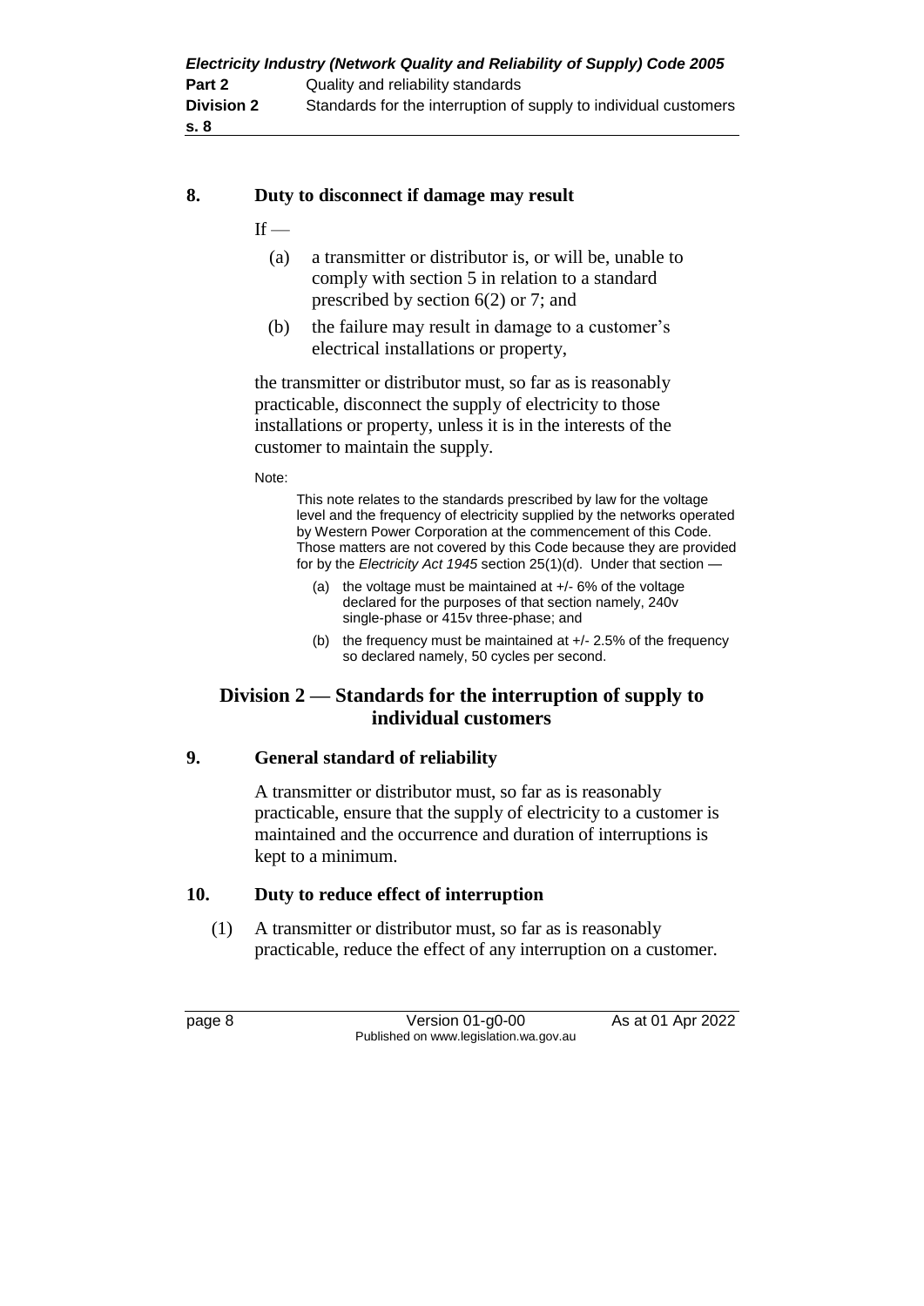## 8. Duty to disconnect if damage may result

If —

(a) a transmitter or distributor is, or will be, unable to comply with section 5 in relation to a standard prescribed by section 6(2) or 7; and

(b) the failure may result in damage to a customer's electrical installations or property,

the transmitter or distributor must, so far as is reasonably practicable, disconnect the supply of electricity to those installations or property, unless it is in the interests of the customer to maintain the supply.

Note:

This note relates to the standards prescribed by law for the voltage level and the frequency of electricity supplied by the networks operated by Western Power Corporation at the commencement of this Code. Those matters are not covered by this Code because they are provided for by the *Electricity Act 1945* section 25(1)(d). Under that section —

(a) the voltage must be maintained at +/- 6% of the voltage declared for the purposes of that section namely, 240v single-phase or 415v three-phase; and

(b) the frequency must be maintained at +/- 2.5% of the frequency so declared namely, 50 cycles per second.

# Division 2 — Standards for the interruption of supply to individual customers

## 9. General standard of reliability

A transmitter or distributor must, so far as is reasonably practicable, ensure that the supply of electricity to a customer is maintained and the occurrence and duration of interruptions is kept to a minimum.

## 10. Duty to reduce effect of interruption

(1) A transmitter or distributor must, so far as is reasonably practicable, reduce the effect of any interruption on a customer.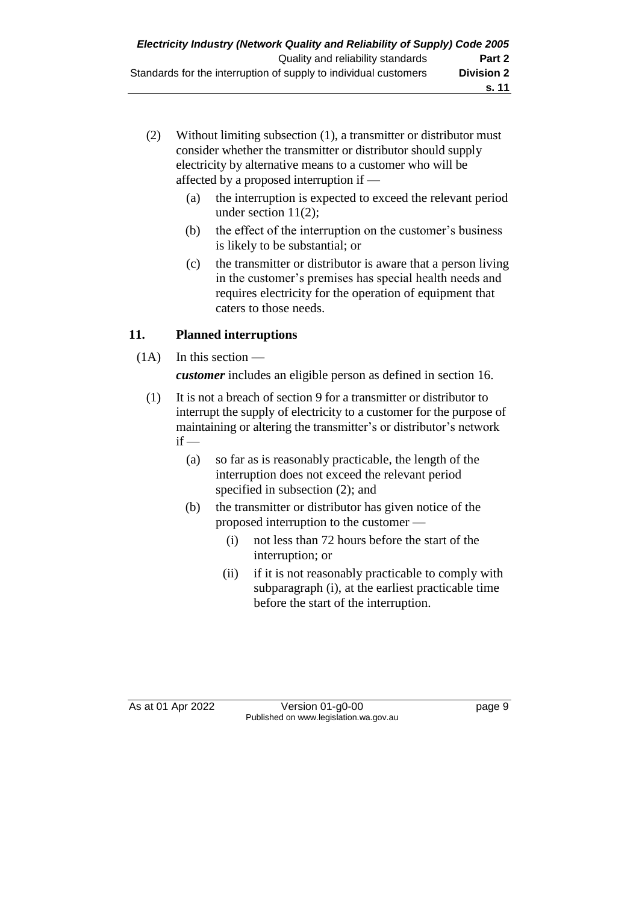(2) Without limiting subsection (1), a transmitter or distributor must consider whether the transmitter or distributor should supply electricity by alternative means to a customer who will be affected by a proposed interruption if —

   (a) the interruption is expected to exceed the relevant period under section 11(2);

   (b) the effect of the interruption on the customer's business is likely to be substantial; or

   (c) the transmitter or distributor is aware that a person living in the customer's premises has special health needs and requires electricity for the operation of equipment that caters to those needs.

## 11. Planned interruptions

(1A) In this section —

***customer*** includes an eligible person as defined in section 16.

(1) It is not a breach of section 9 for a transmitter or distributor to interrupt the supply of electricity to a customer for the purpose of maintaining or altering the transmitter's or distributor's network if —

   (a) so far as is reasonably practicable, the length of the interruption does not exceed the relevant period specified in subsection (2); and

   (b) the transmitter or distributor has given notice of the proposed interruption to the customer —

      (i) not less than 72 hours before the start of the interruption; or

      (ii) if it is not reasonably practicable to comply with subparagraph (i), at the earliest practicable time before the start of the interruption.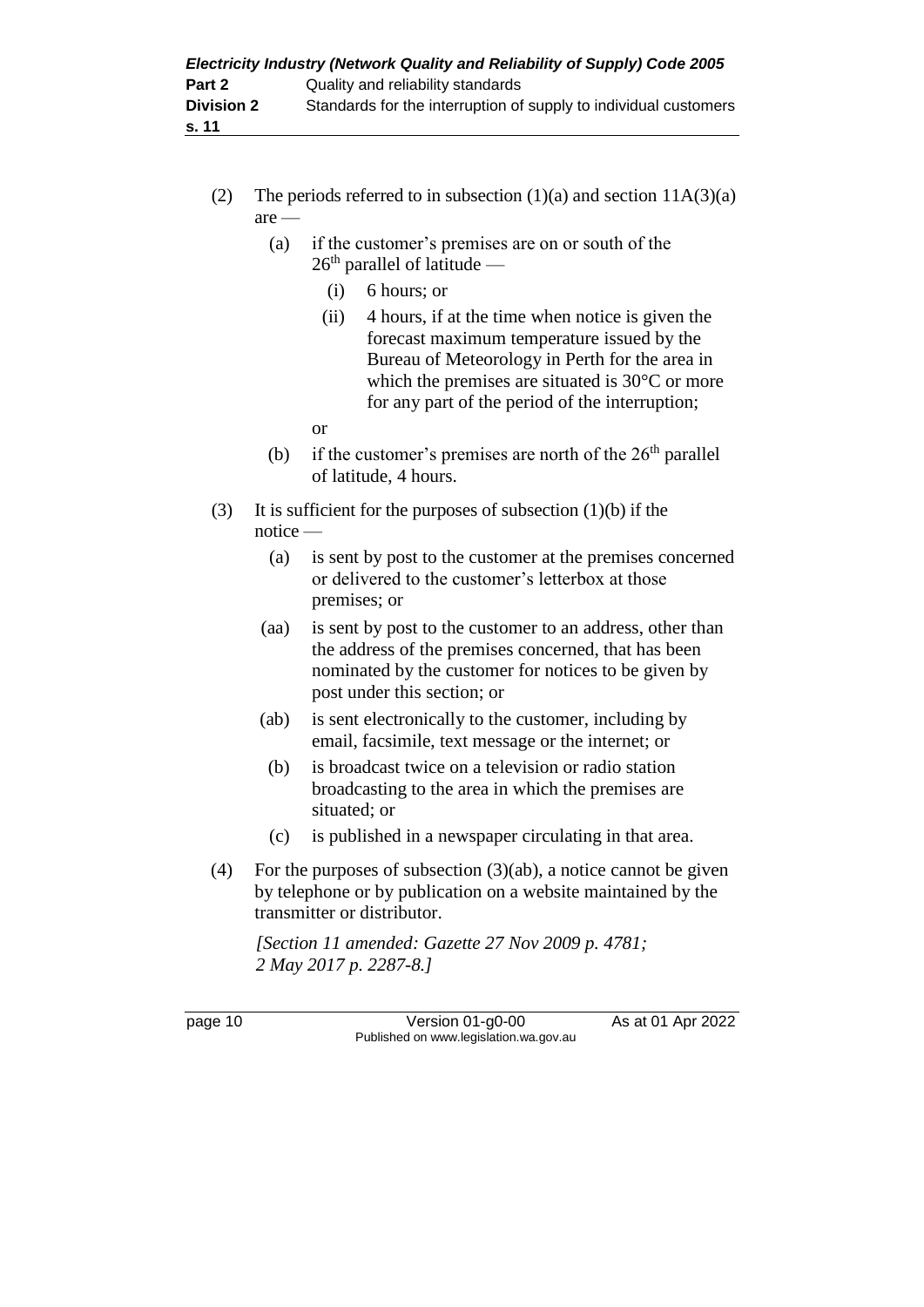(2) The periods referred to in subsection (1)(a) and section 11A(3)(a) are —

(a) if the customer's premises are on or south of the 26th parallel of latitude —

(i) 6 hours; or

(ii) 4 hours, if at the time when notice is given the forecast maximum temperature issued by the Bureau of Meteorology in Perth for the area in which the premises are situated is 30°C or more for any part of the period of the interruption;

or

(b) if the customer's premises are north of the 26th parallel of latitude, 4 hours.

(3) It is sufficient for the purposes of subsection (1)(b) if the notice —

(a) is sent by post to the customer at the premises concerned or delivered to the customer's letterbox at those premises; or

(aa) is sent by post to the customer to an address, other than the address of the premises concerned, that has been nominated by the customer for notices to be given by post under this section; or

(ab) is sent electronically to the customer, including by email, facsimile, text message or the internet; or

(b) is broadcast twice on a television or radio station broadcasting to the area in which the premises are situated; or

(c) is published in a newspaper circulating in that area.

(4) For the purposes of subsection (3)(ab), a notice cannot be given by telephone or by publication on a website maintained by the transmitter or distributor.

*[Section 11 amended: Gazette 27 Nov 2009 p. 4781; 2 May 2017 p. 2287-8.]*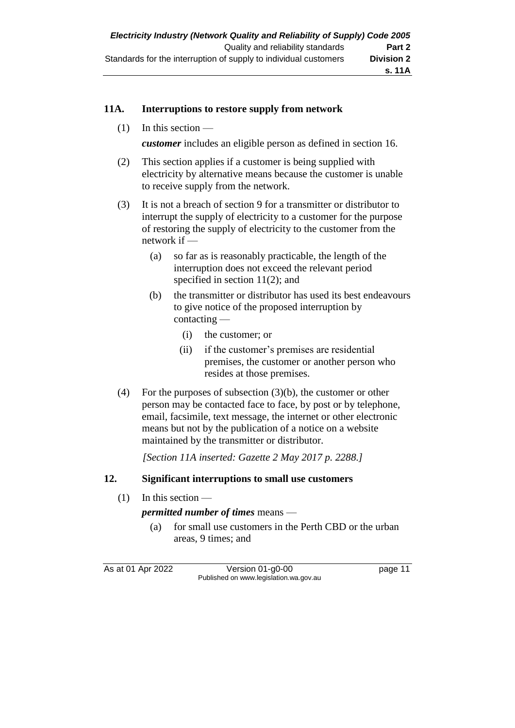### 11A. Interruptions to restore supply from network

(1) In this section —

***customer*** includes an eligible person as defined in section 16.

(2) This section applies if a customer is being supplied with electricity by alternative means because the customer is unable to receive supply from the network.

(3) It is not a breach of section 9 for a transmitter or distributor to interrupt the supply of electricity to a customer for the purpose of restoring the supply of electricity to the customer from the network if —

- (a) so far as is reasonably practicable, the length of the interruption does not exceed the relevant period specified in section 11(2); and
- (b) the transmitter or distributor has used its best endeavours to give notice of the proposed interruption by contacting —
  - (i) the customer; or
  - (ii) if the customer's premises are residential premises, the customer or another person who resides at those premises.

(4) For the purposes of subsection (3)(b), the customer or other person may be contacted face to face, by post or by telephone, email, facsimile, text message, the internet or other electronic means but not by the publication of a notice on a website maintained by the transmitter or distributor.

*[Section 11A inserted: Gazette 2 May 2017 p. 2288.]*

### 12. Significant interruptions to small use customers

(1) In this section —

***permitted number of times*** means —

- (a) for small use customers in the Perth CBD or the urban areas, 9 times; and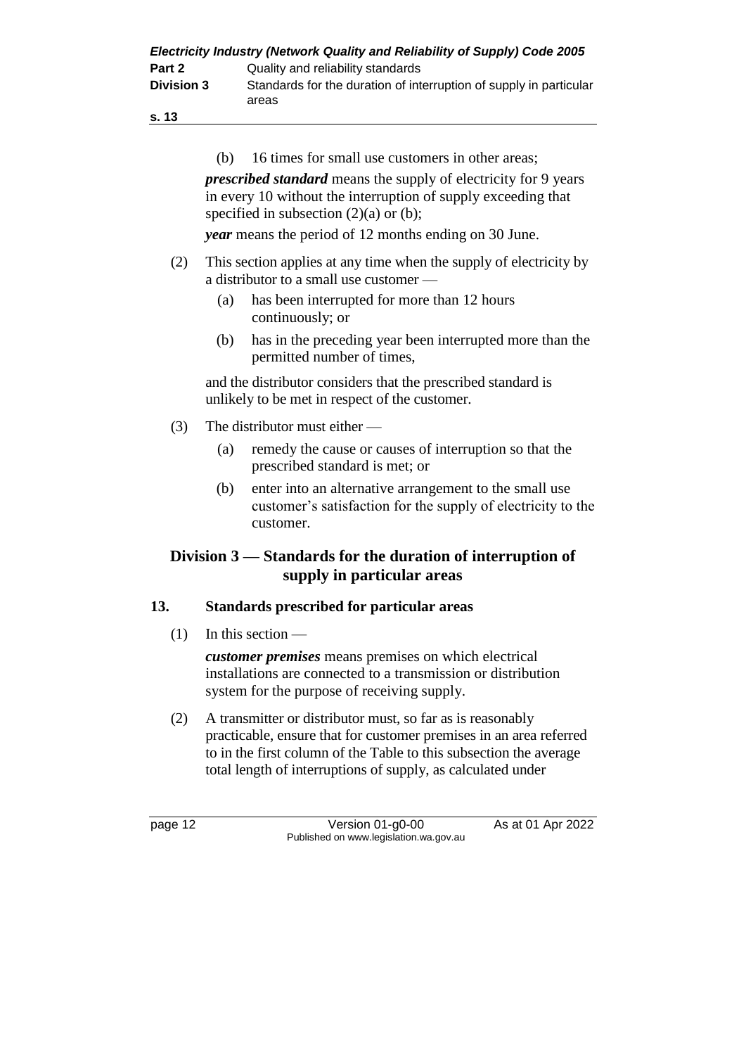(b) 16 times for small use customers in other areas;

***prescribed standard*** means the supply of electricity for 9 years in every 10 without the interruption of supply exceeding that specified in subsection (2)(a) or (b);

***year*** means the period of 12 months ending on 30 June.

(2) This section applies at any time when the supply of electricity by a distributor to a small use customer —

(a) has been interrupted for more than 12 hours continuously; or

(b) has in the preceding year been interrupted more than the permitted number of times,

and the distributor considers that the prescribed standard is unlikely to be met in respect of the customer.

(3) The distributor must either —

(a) remedy the cause or causes of interruption so that the prescribed standard is met; or

(b) enter into an alternative arrangement to the small use customer's satisfaction for the supply of electricity to the customer.

## Division 3 — Standards for the duration of interruption of supply in particular areas

### 13. Standards prescribed for particular areas

(1) In this section —

***customer premises*** means premises on which electrical installations are connected to a transmission or distribution system for the purpose of receiving supply.

(2) A transmitter or distributor must, so far as is reasonably practicable, ensure that for customer premises in an area referred to in the first column of the Table to this subsection the average total length of interruptions of supply, as calculated under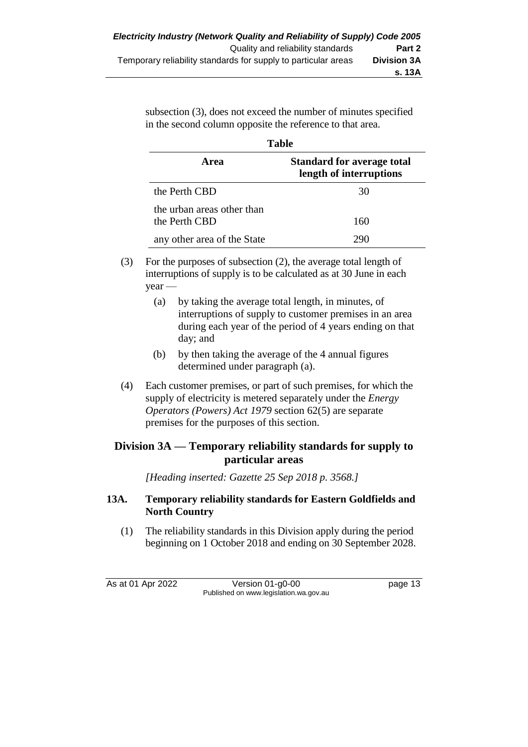subsection (3), does not exceed the number of minutes specified in the second column opposite the reference to that area.

**Table**

| Area | Standard for average total length of interruptions |
|---|---|
| the Perth CBD | 30 |
| the urban areas other than the Perth CBD | 160 |
| any other area of the State | 290 |

(3) For the purposes of subsection (2), the average total length of interruptions of supply is to be calculated as at 30 June in each year —

(a) by taking the average total length, in minutes, of interruptions of supply to customer premises in an area during each year of the period of 4 years ending on that day; and

(b) by then taking the average of the 4 annual figures determined under paragraph (a).

(4) Each customer premises, or part of such premises, for which the supply of electricity is metered separately under the *Energy Operators (Powers) Act 1979* section 62(5) are separate premises for the purposes of this section.

## Division 3A — Temporary reliability standards for supply to particular areas

*[Heading inserted: Gazette 25 Sep 2018 p. 3568.]*

### 13A. Temporary reliability standards for Eastern Goldfields and North Country

(1) The reliability standards in this Division apply during the period beginning on 1 October 2018 and ending on 30 September 2028.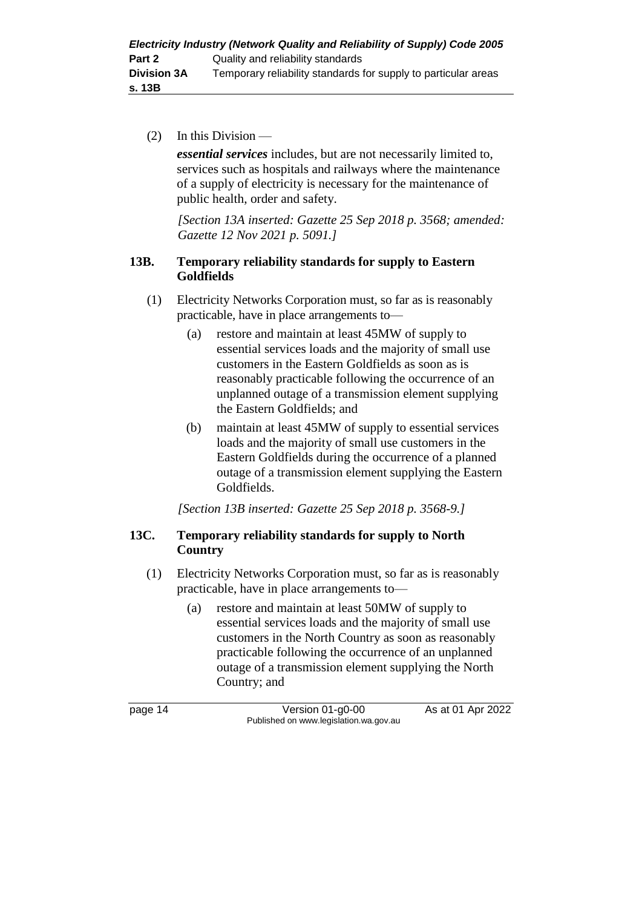(2) In this Division —

***essential services*** includes, but are not necessarily limited to, services such as hospitals and railways where the maintenance of a supply of electricity is necessary for the maintenance of public health, order and safety.

*[Section 13A inserted: Gazette 25 Sep 2018 p. 3568; amended: Gazette 12 Nov 2021 p. 5091.]*

### 13B. Temporary reliability standards for supply to Eastern Goldfields

(1) Electricity Networks Corporation must, so far as is reasonably practicable, have in place arrangements to—

- (a) restore and maintain at least 45MW of supply to essential services loads and the majority of small use customers in the Eastern Goldfields as soon as is reasonably practicable following the occurrence of an unplanned outage of a transmission element supplying the Eastern Goldfields; and
- (b) maintain at least 45MW of supply to essential services loads and the majority of small use customers in the Eastern Goldfields during the occurrence of a planned outage of a transmission element supplying the Eastern Goldfields.

*[Section 13B inserted: Gazette 25 Sep 2018 p. 3568-9.]*

### 13C. Temporary reliability standards for supply to North Country

(1) Electricity Networks Corporation must, so far as is reasonably practicable, have in place arrangements to—

- (a) restore and maintain at least 50MW of supply to essential services loads and the majority of small use customers in the North Country as soon as reasonably practicable following the occurrence of an unplanned outage of a transmission element supplying the North Country; and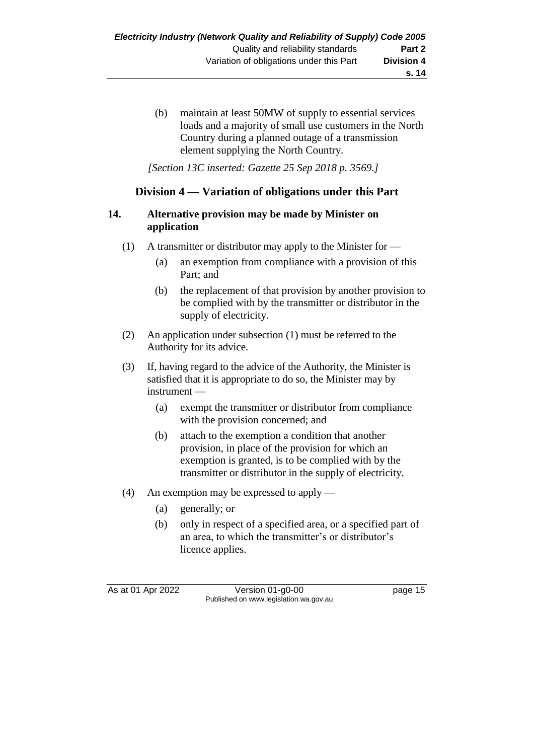(b) maintain at least 50MW of supply to essential services loads and a majority of small use customers in the North Country during a planned outage of a transmission element supplying the North Country.

*[Section 13C inserted: Gazette 25 Sep 2018 p. 3569.]*

## Division 4 — Variation of obligations under this Part

### 14. Alternative provision may be made by Minister on application

(1) A transmitter or distributor may apply to the Minister for —

- (a) an exemption from compliance with a provision of this Part; and
- (b) the replacement of that provision by another provision to be complied with by the transmitter or distributor in the supply of electricity.

(2) An application under subsection (1) must be referred to the Authority for its advice.

(3) If, having regard to the advice of the Authority, the Minister is satisfied that it is appropriate to do so, the Minister may by instrument —

- (a) exempt the transmitter or distributor from compliance with the provision concerned; and
- (b) attach to the exemption a condition that another provision, in place of the provision for which an exemption is granted, is to be complied with by the transmitter or distributor in the supply of electricity.

(4) An exemption may be expressed to apply —

- (a) generally; or
- (b) only in respect of a specified area, or a specified part of an area, to which the transmitter's or distributor's licence applies.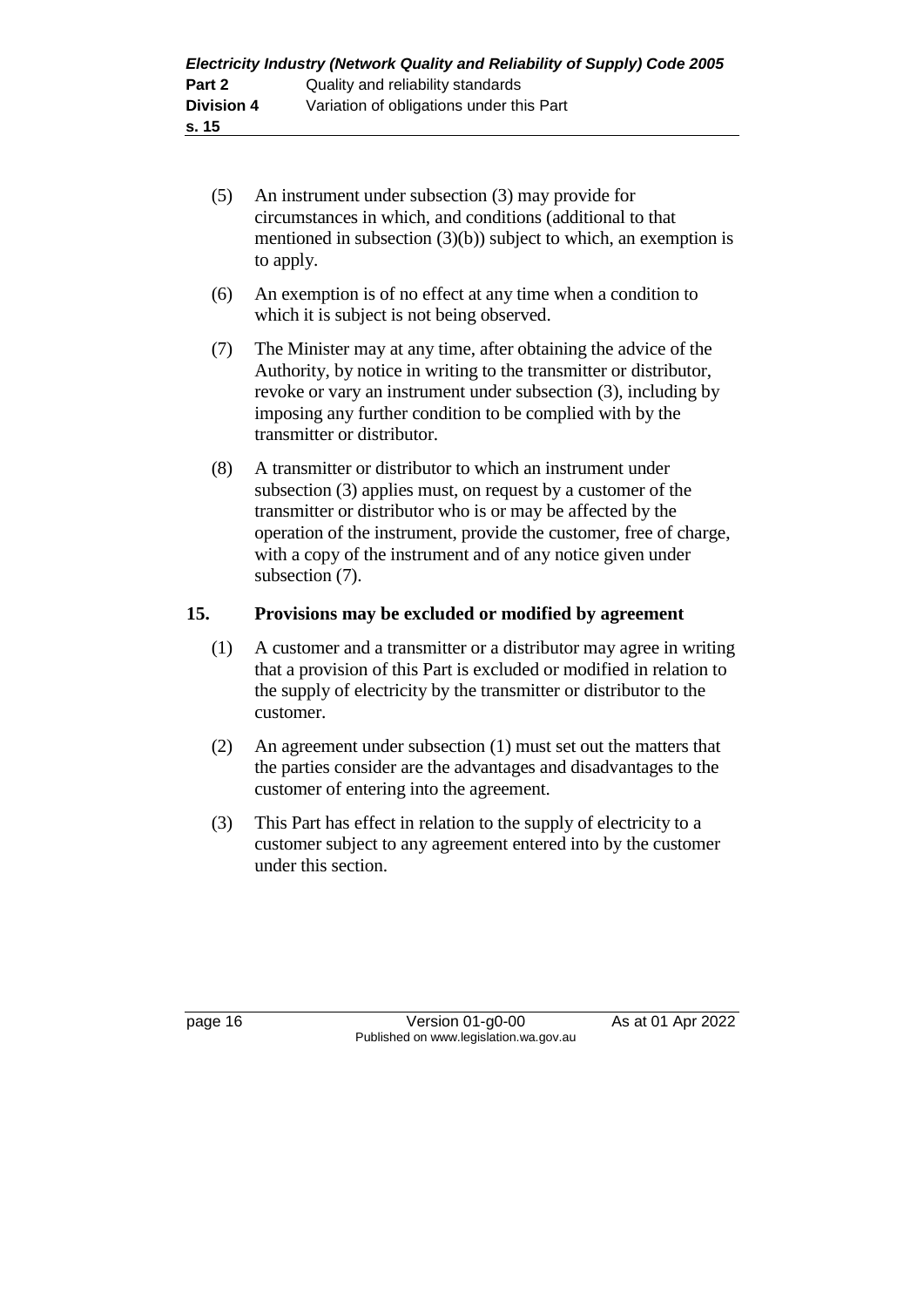(5) An instrument under subsection (3) may provide for circumstances in which, and conditions (additional to that mentioned in subsection (3)(b)) subject to which, an exemption is to apply.

(6) An exemption is of no effect at any time when a condition to which it is subject is not being observed.

(7) The Minister may at any time, after obtaining the advice of the Authority, by notice in writing to the transmitter or distributor, revoke or vary an instrument under subsection (3), including by imposing any further condition to be complied with by the transmitter or distributor.

(8) A transmitter or distributor to which an instrument under subsection (3) applies must, on request by a customer of the transmitter or distributor who is or may be affected by the operation of the instrument, provide the customer, free of charge, with a copy of the instrument and of any notice given under subsection (7).

## 15. Provisions may be excluded or modified by agreement

(1) A customer and a transmitter or a distributor may agree in writing that a provision of this Part is excluded or modified in relation to the supply of electricity by the transmitter or distributor to the customer.

(2) An agreement under subsection (1) must set out the matters that the parties consider are the advantages and disadvantages to the customer of entering into the agreement.

(3) This Part has effect in relation to the supply of electricity to a customer subject to any agreement entered into by the customer under this section.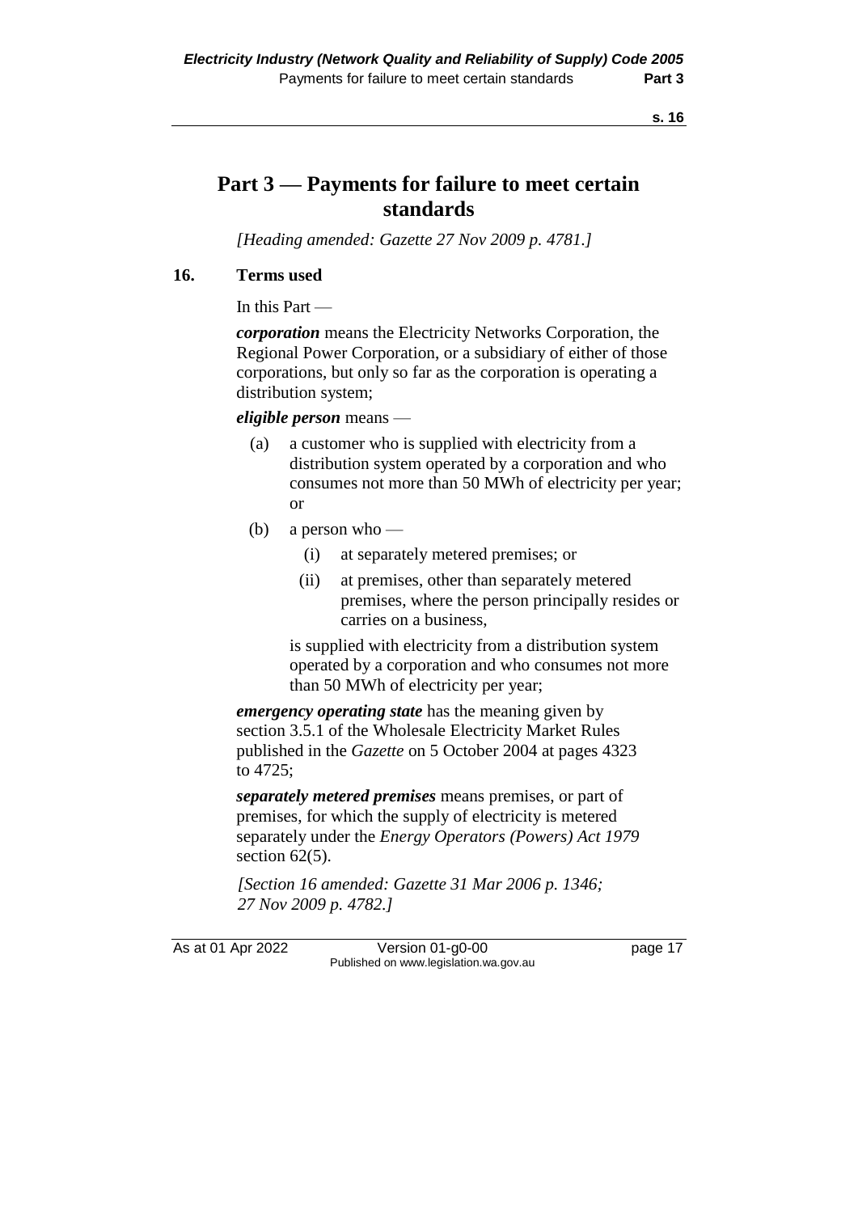# Part 3 — Payments for failure to meet certain standards

*[Heading amended: Gazette 27 Nov 2009 p. 4781.]*

## 16. Terms used

In this Part —

***corporation*** means the Electricity Networks Corporation, the Regional Power Corporation, or a subsidiary of either of those corporations, but only so far as the corporation is operating a distribution system;

***eligible person*** means —

(a) a customer who is supplied with electricity from a distribution system operated by a corporation and who consumes not more than 50 MWh of electricity per year; or

(b) a person who —

(i) at separately metered premises; or

(ii) at premises, other than separately metered premises, where the person principally resides or carries on a business,

is supplied with electricity from a distribution system operated by a corporation and who consumes not more than 50 MWh of electricity per year;

***emergency operating state*** has the meaning given by section 3.5.1 of the Wholesale Electricity Market Rules published in the *Gazette* on 5 October 2004 at pages 4323 to 4725;

***separately metered premises*** means premises, or part of premises, for which the supply of electricity is metered separately under the *Energy Operators (Powers) Act 1979* section 62(5).

*[Section 16 amended: Gazette 31 Mar 2006 p. 1346; 27 Nov 2009 p. 4782.]*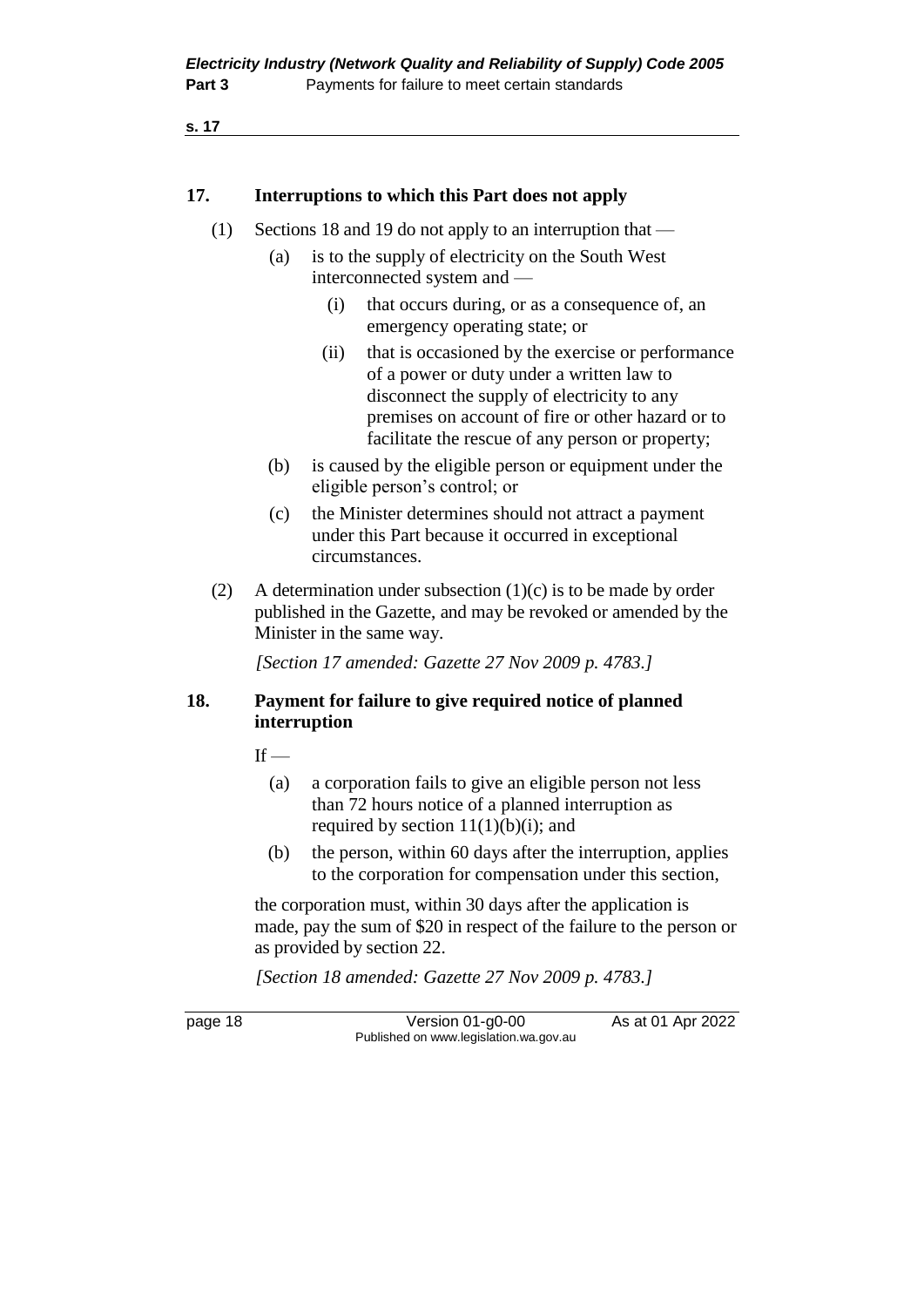## 17. Interruptions to which this Part does not apply

(1) Sections 18 and 19 do not apply to an interruption that —

- (a) is to the supply of electricity on the South West interconnected system and —
  - (i) that occurs during, or as a consequence of, an emergency operating state; or
  - (ii) that is occasioned by the exercise or performance of a power or duty under a written law to disconnect the supply of electricity to any premises on account of fire or other hazard or to facilitate the rescue of any person or property;
- (b) is caused by the eligible person or equipment under the eligible person's control; or
- (c) the Minister determines should not attract a payment under this Part because it occurred in exceptional circumstances.

(2) A determination under subsection (1)(c) is to be made by order published in the Gazette, and may be revoked or amended by the Minister in the same way.

*[Section 17 amended: Gazette 27 Nov 2009 p. 4783.]*

## 18. Payment for failure to give required notice of planned interruption

If —

- (a) a corporation fails to give an eligible person not less than 72 hours notice of a planned interruption as required by section 11(1)(b)(i); and
- (b) the person, within 60 days after the interruption, applies to the corporation for compensation under this section,

the corporation must, within 30 days after the application is made, pay the sum of $20 in respect of the failure to the person or as provided by section 22.

*[Section 18 amended: Gazette 27 Nov 2009 p. 4783.]*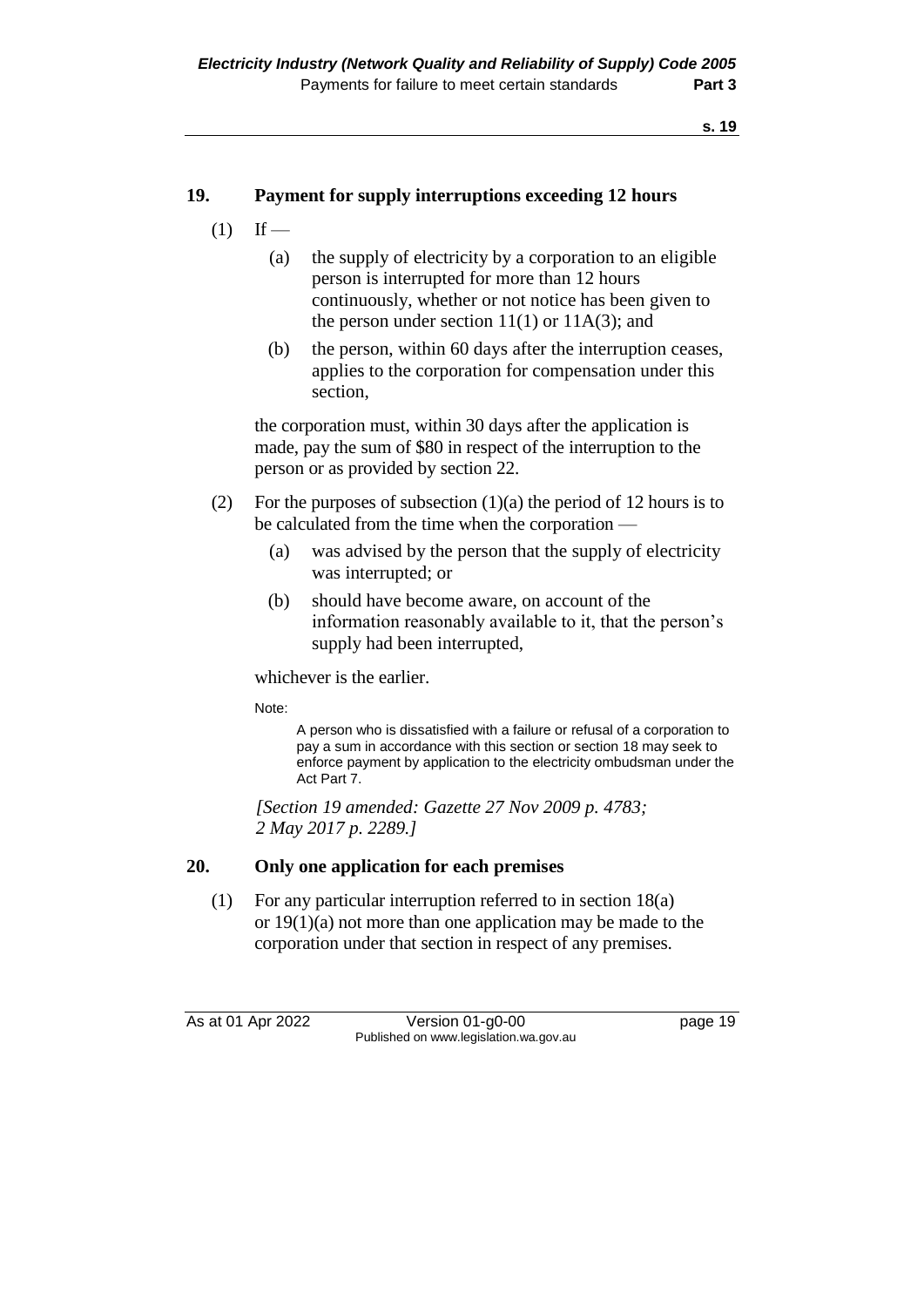## 19. Payment for supply interruptions exceeding 12 hours

(1) If —

(a) the supply of electricity by a corporation to an eligible person is interrupted for more than 12 hours continuously, whether or not notice has been given to the person under section 11(1) or 11A(3); and

(b) the person, within 60 days after the interruption ceases, applies to the corporation for compensation under this section,

the corporation must, within 30 days after the application is made, pay the sum of $80 in respect of the interruption to the person or as provided by section 22.

(2) For the purposes of subsection (1)(a) the period of 12 hours is to be calculated from the time when the corporation —

(a) was advised by the person that the supply of electricity was interrupted; or

(b) should have become aware, on account of the information reasonably available to it, that the person's supply had been interrupted,

whichever is the earlier.

Note:

A person who is dissatisfied with a failure or refusal of a corporation to pay a sum in accordance with this section or section 18 may seek to enforce payment by application to the electricity ombudsman under the Act Part 7.

*[Section 19 amended: Gazette 27 Nov 2009 p. 4783; 2 May 2017 p. 2289.]*

## 20. Only one application for each premises

(1) For any particular interruption referred to in section 18(a) or 19(1)(a) not more than one application may be made to the corporation under that section in respect of any premises.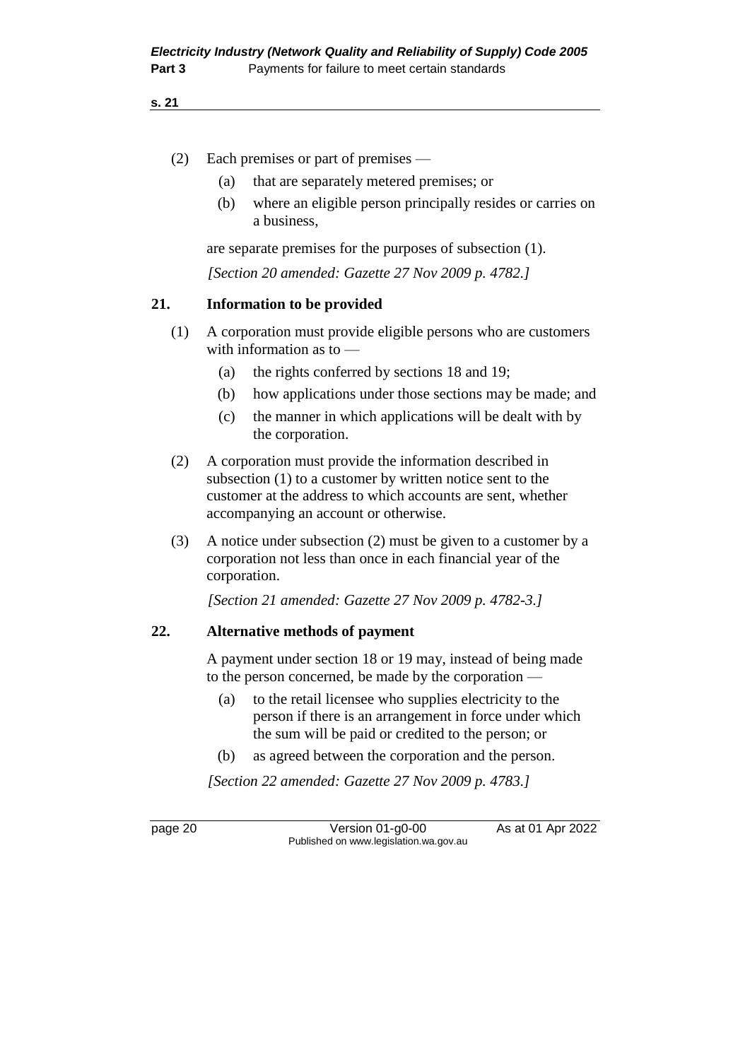(2) Each premises or part of premises —

(a) that are separately metered premises; or

(b) where an eligible person principally resides or carries on a business,

are separate premises for the purposes of subsection (1).

*[Section 20 amended: Gazette 27 Nov 2009 p. 4782.]*

## 21. Information to be provided

(1) A corporation must provide eligible persons who are customers with information as to —

(a) the rights conferred by sections 18 and 19;

(b) how applications under those sections may be made; and

(c) the manner in which applications will be dealt with by the corporation.

(2) A corporation must provide the information described in subsection (1) to a customer by written notice sent to the customer at the address to which accounts are sent, whether accompanying an account or otherwise.

(3) A notice under subsection (2) must be given to a customer by a corporation not less than once in each financial year of the corporation.

*[Section 21 amended: Gazette 27 Nov 2009 p. 4782-3.]*

## 22. Alternative methods of payment

A payment under section 18 or 19 may, instead of being made to the person concerned, be made by the corporation —

(a) to the retail licensee who supplies electricity to the person if there is an arrangement in force under which the sum will be paid or credited to the person; or

(b) as agreed between the corporation and the person.

*[Section 22 amended: Gazette 27 Nov 2009 p. 4783.]*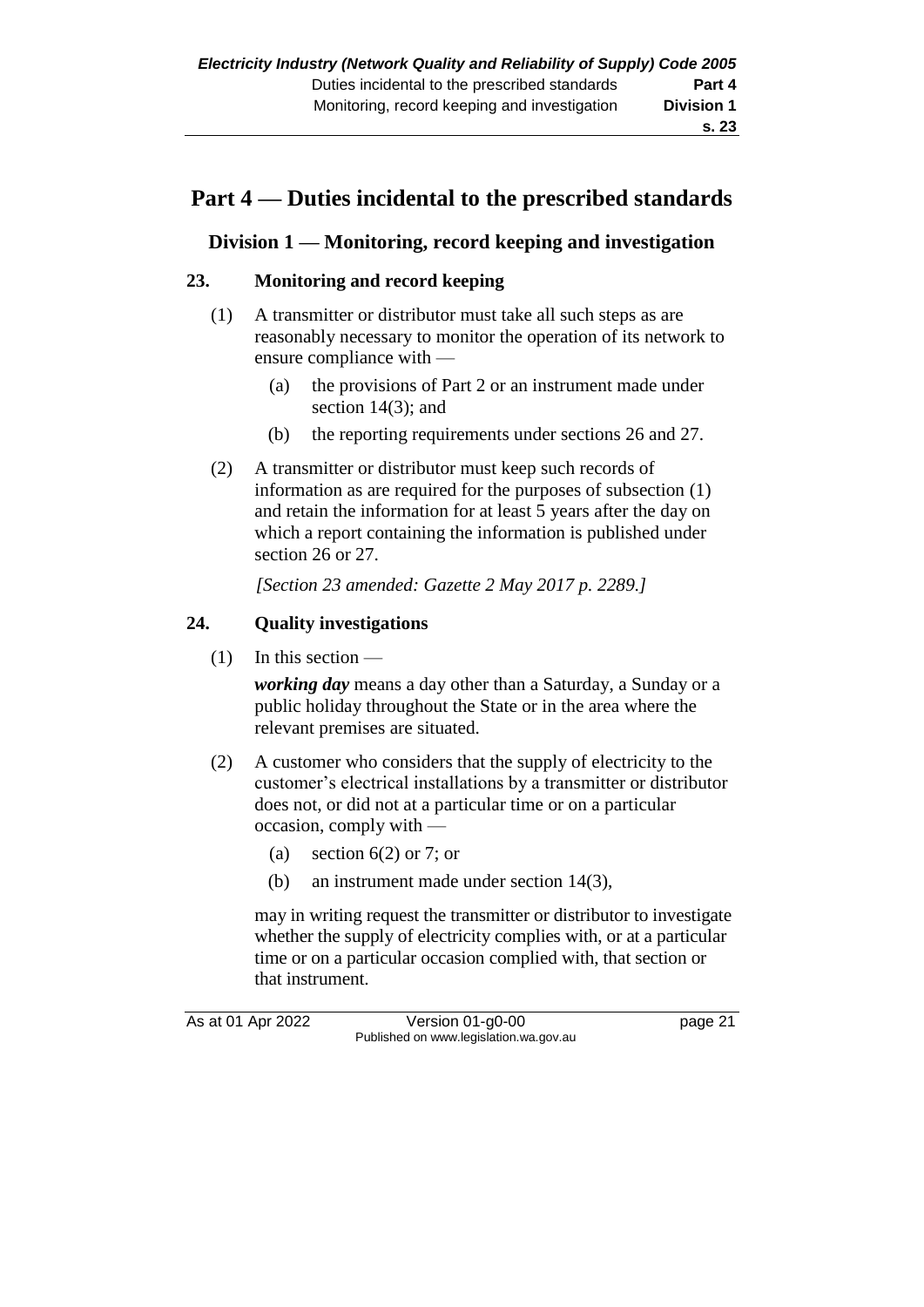# Part 4 — Duties incidental to the prescribed standards

## Division 1 — Monitoring, record keeping and investigation

### 23. Monitoring and record keeping

(1) A transmitter or distributor must take all such steps as are reasonably necessary to monitor the operation of its network to ensure compliance with —

(a) the provisions of Part 2 or an instrument made under section 14(3); and

(b) the reporting requirements under sections 26 and 27.

(2) A transmitter or distributor must keep such records of information as are required for the purposes of subsection (1) and retain the information for at least 5 years after the day on which a report containing the information is published under section 26 or 27.

*[Section 23 amended: Gazette 2 May 2017 p. 2289.]*

### 24. Quality investigations

(1) In this section —

***working day*** means a day other than a Saturday, a Sunday or a public holiday throughout the State or in the area where the relevant premises are situated.

(2) A customer who considers that the supply of electricity to the customer's electrical installations by a transmitter or distributor does not, or did not at a particular time or on a particular occasion, comply with —

(a) section 6(2) or 7; or

(b) an instrument made under section 14(3),

may in writing request the transmitter or distributor to investigate whether the supply of electricity complies with, or at a particular time or on a particular occasion complied with, that section or that instrument.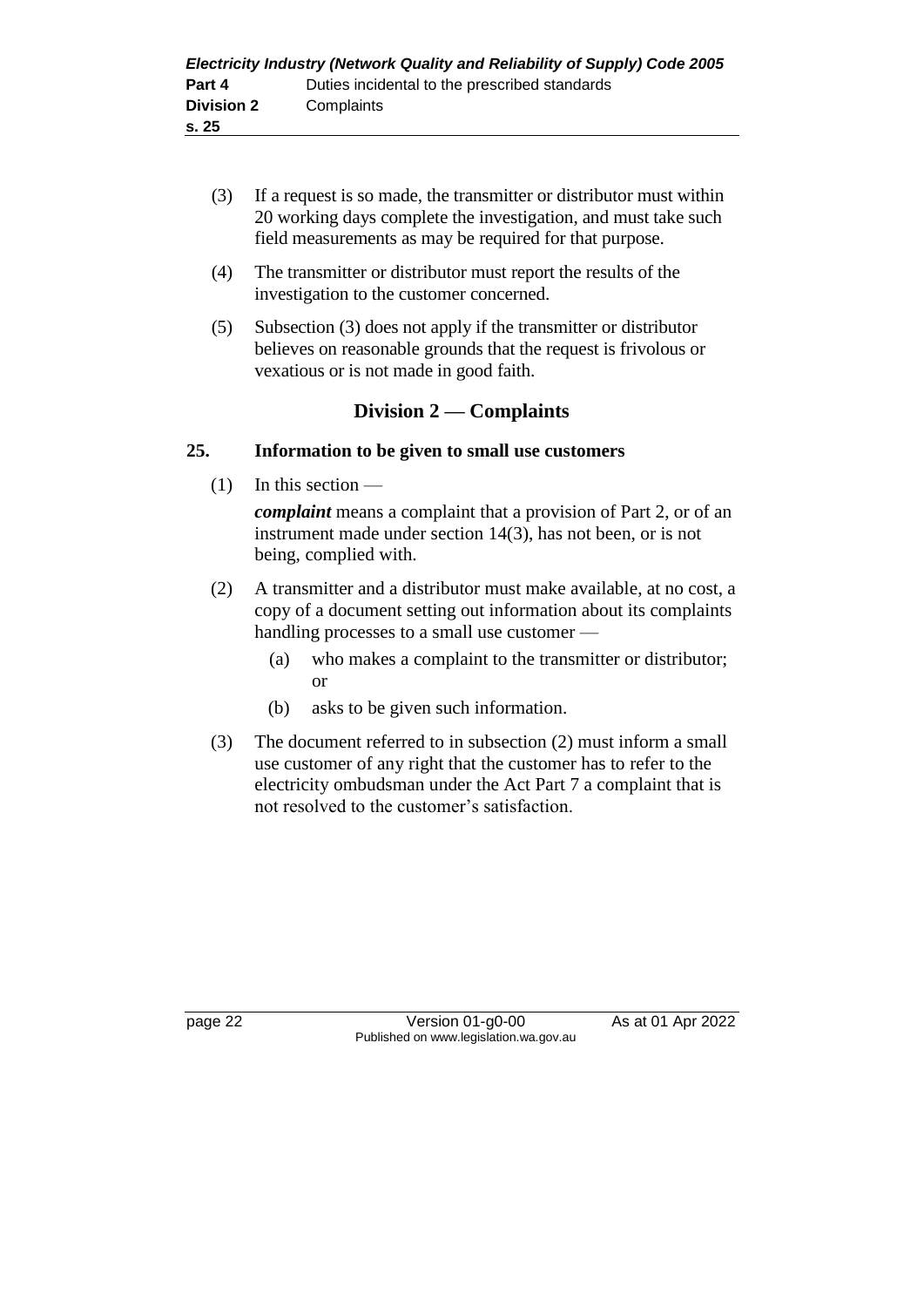(3) If a request is so made, the transmitter or distributor must within 20 working days complete the investigation, and must take such field measurements as may be required for that purpose.

(4) The transmitter or distributor must report the results of the investigation to the customer concerned.

(5) Subsection (3) does not apply if the transmitter or distributor believes on reasonable grounds that the request is frivolous or vexatious or is not made in good faith.

## Division 2 — Complaints

### 25. Information to be given to small use customers

(1) In this section —

***complaint*** means a complaint that a provision of Part 2, or of an instrument made under section 14(3), has not been, or is not being, complied with.

(2) A transmitter and a distributor must make available, at no cost, a copy of a document setting out information about its complaints handling processes to a small use customer —

  (a) who makes a complaint to the transmitter or distributor; or

  (b) asks to be given such information.

(3) The document referred to in subsection (2) must inform a small use customer of any right that the customer has to refer to the electricity ombudsman under the Act Part 7 a complaint that is not resolved to the customer's satisfaction.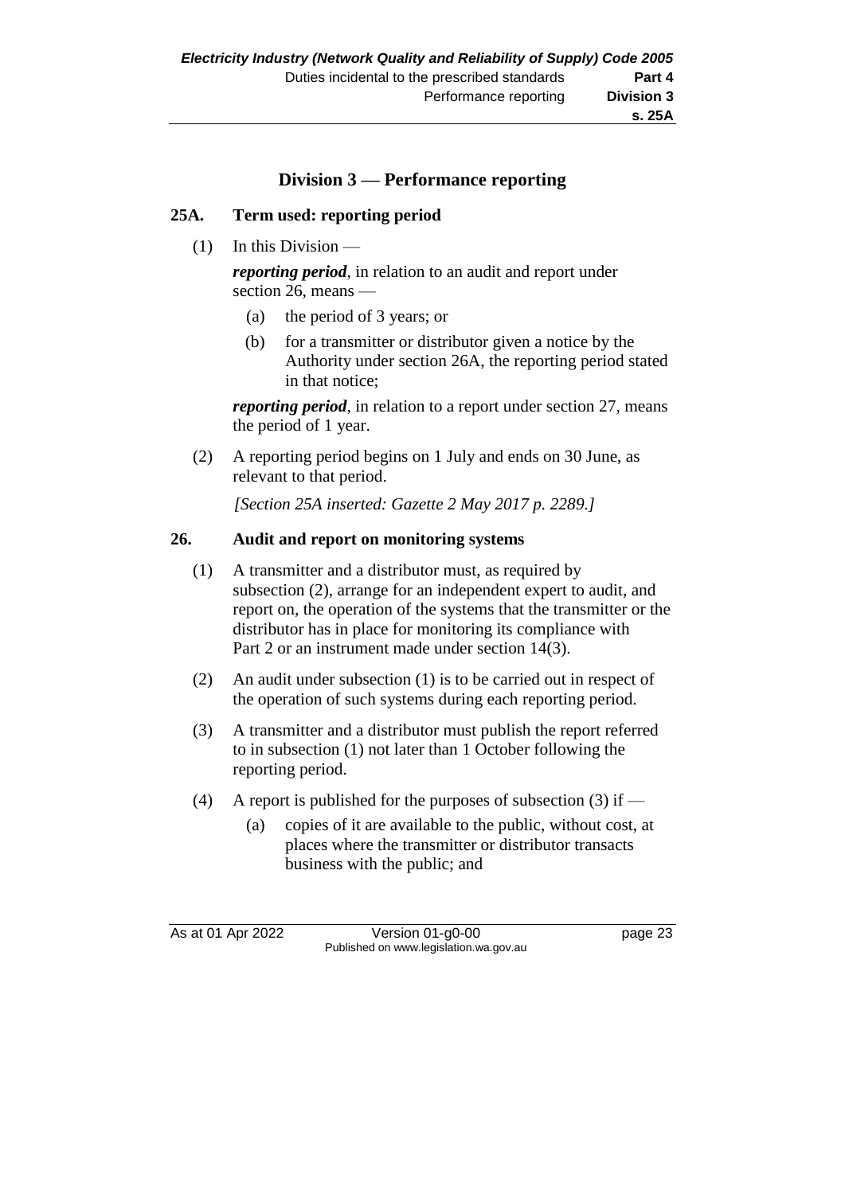## Division 3 — Performance reporting

### 25A. Term used: reporting period

(1) In this Division —

***reporting period***, in relation to an audit and report under section 26, means —

(a) the period of 3 years; or

(b) for a transmitter or distributor given a notice by the Authority under section 26A, the reporting period stated in that notice;

***reporting period***, in relation to a report under section 27, means the period of 1 year.

(2) A reporting period begins on 1 July and ends on 30 June, as relevant to that period.

*[Section 25A inserted: Gazette 2 May 2017 p. 2289.]*

### 26. Audit and report on monitoring systems

(1) A transmitter and a distributor must, as required by subsection (2), arrange for an independent expert to audit, and report on, the operation of the systems that the transmitter or the distributor has in place for monitoring its compliance with Part 2 or an instrument made under section 14(3).

(2) An audit under subsection (1) is to be carried out in respect of the operation of such systems during each reporting period.

(3) A transmitter and a distributor must publish the report referred to in subsection (1) not later than 1 October following the reporting period.

(4) A report is published for the purposes of subsection (3) if —

(a) copies of it are available to the public, without cost, at places where the transmitter or distributor transacts business with the public; and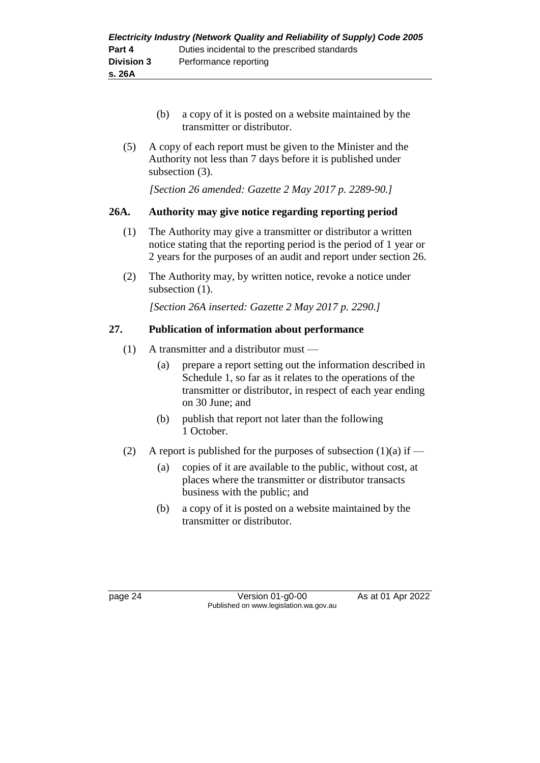(b) a copy of it is posted on a website maintained by the transmitter or distributor.

(5) A copy of each report must be given to the Minister and the Authority not less than 7 days before it is published under subsection (3).

*[Section 26 amended: Gazette 2 May 2017 p. 2289-90.]*

## 26A. Authority may give notice regarding reporting period

(1) The Authority may give a transmitter or distributor a written notice stating that the reporting period is the period of 1 year or 2 years for the purposes of an audit and report under section 26.

(2) The Authority may, by written notice, revoke a notice under subsection (1).

*[Section 26A inserted: Gazette 2 May 2017 p. 2290.]*

## 27. Publication of information about performance

(1) A transmitter and a distributor must —

- (a) prepare a report setting out the information described in Schedule 1, so far as it relates to the operations of the transmitter or distributor, in respect of each year ending on 30 June; and
- (b) publish that report not later than the following 1 October.

(2) A report is published for the purposes of subsection (1)(a) if —

- (a) copies of it are available to the public, without cost, at places where the transmitter or distributor transacts business with the public; and
- (b) a copy of it is posted on a website maintained by the transmitter or distributor.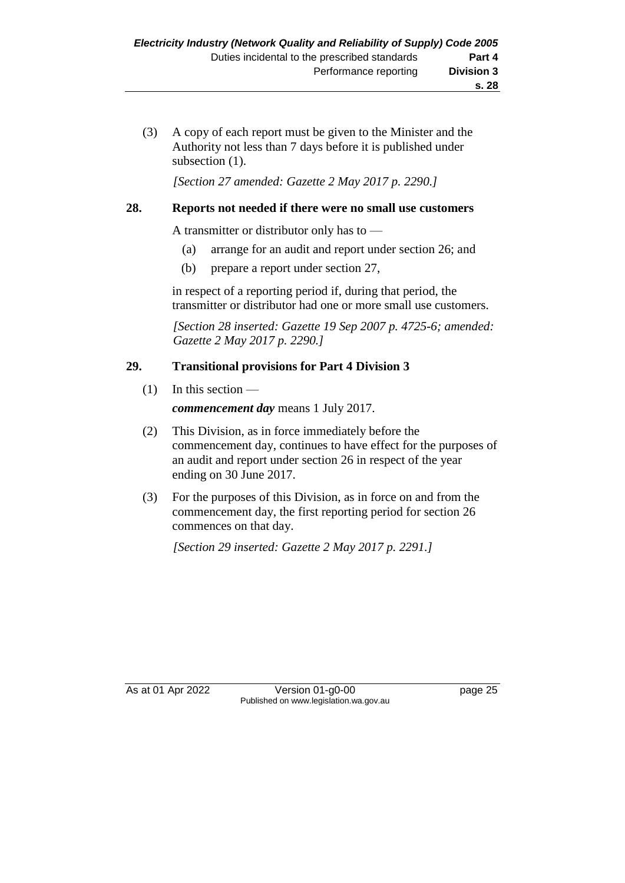(3) A copy of each report must be given to the Minister and the Authority not less than 7 days before it is published under subsection (1).

*[Section 27 amended: Gazette 2 May 2017 p. 2290.]*

## 28. Reports not needed if there were no small use customers

A transmitter or distributor only has to —

(a) arrange for an audit and report under section 26; and

(b) prepare a report under section 27,

in respect of a reporting period if, during that period, the transmitter or distributor had one or more small use customers.

*[Section 28 inserted: Gazette 19 Sep 2007 p. 4725-6; amended: Gazette 2 May 2017 p. 2290.]*

## 29. Transitional provisions for Part 4 Division 3

(1) In this section —

***commencement day*** means 1 July 2017.

(2) This Division, as in force immediately before the commencement day, continues to have effect for the purposes of an audit and report under section 26 in respect of the year ending on 30 June 2017.

(3) For the purposes of this Division, as in force on and from the commencement day, the first reporting period for section 26 commences on that day.

*[Section 29 inserted: Gazette 2 May 2017 p. 2291.]*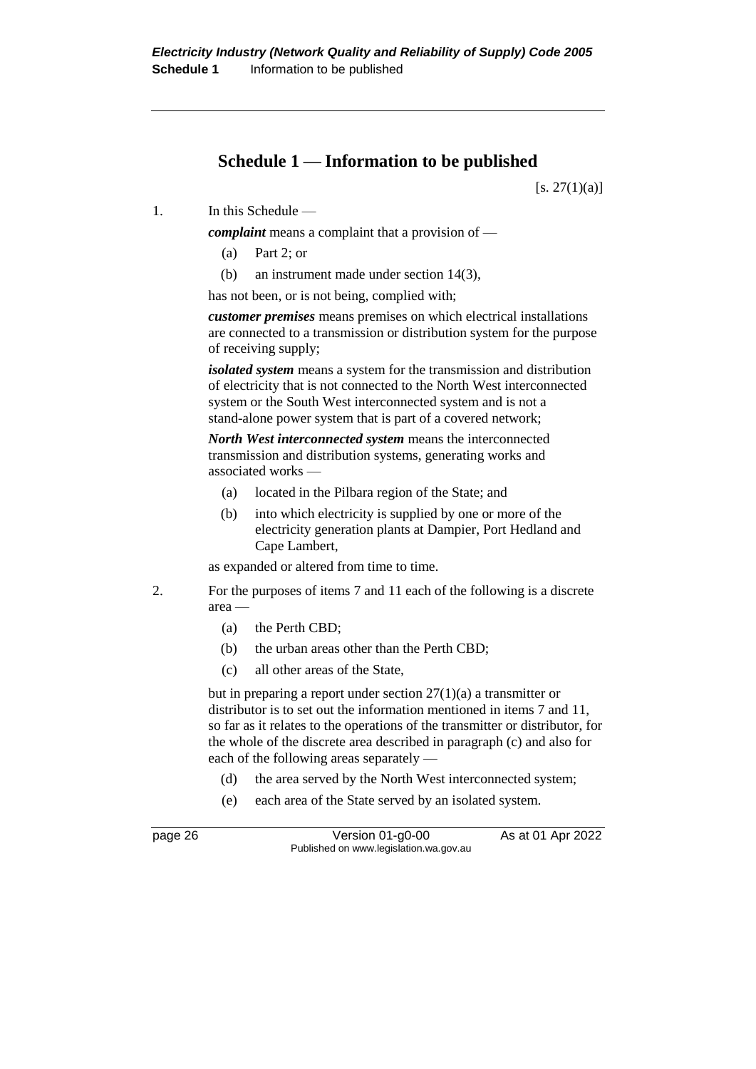# Schedule 1 — Information to be published

[s. 27(1)(a)]

1. In this Schedule —

   ***complaint*** means a complaint that a provision of —

   (a) Part 2; or

   (b) an instrument made under section 14(3),

   has not been, or is not being, complied with;

   ***customer premises*** means premises on which electrical installations are connected to a transmission or distribution system for the purpose of receiving supply;

   ***isolated system*** means a system for the transmission and distribution of electricity that is not connected to the North West interconnected system or the South West interconnected system and is not a stand-alone power system that is part of a covered network;

   ***North West interconnected system*** means the interconnected transmission and distribution systems, generating works and associated works —

   (a) located in the Pilbara region of the State; and

   (b) into which electricity is supplied by one or more of the electricity generation plants at Dampier, Port Hedland and Cape Lambert,

   as expanded or altered from time to time.

2. For the purposes of items 7 and 11 each of the following is a discrete area —

   (a) the Perth CBD;

   (b) the urban areas other than the Perth CBD;

   (c) all other areas of the State,

   but in preparing a report under section 27(1)(a) a transmitter or distributor is to set out the information mentioned in items 7 and 11, so far as it relates to the operations of the transmitter or distributor, for the whole of the discrete area described in paragraph (c) and also for each of the following areas separately —

   (d) the area served by the North West interconnected system;

   (e) each area of the State served by an isolated system.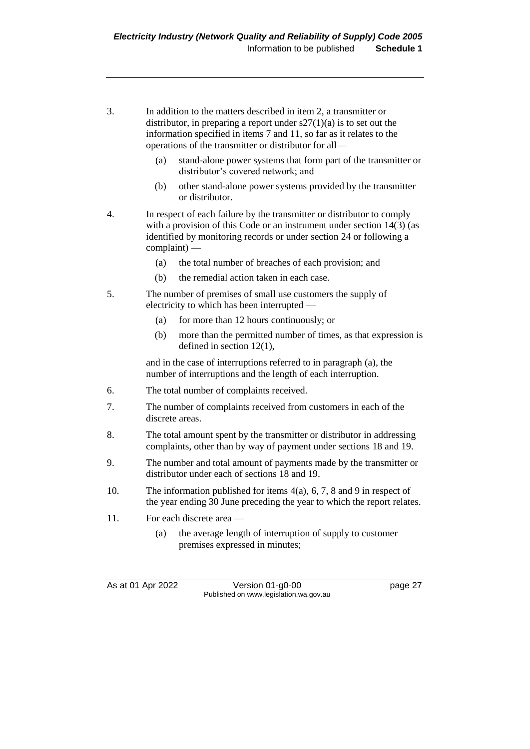3. In addition to the matters described in item 2, a transmitter or distributor, in preparing a report under s27(1)(a) is to set out the information specified in items 7 and 11, so far as it relates to the operations of the transmitter or distributor for all—

   (a) stand-alone power systems that form part of the transmitter or distributor's covered network; and

   (b) other stand-alone power systems provided by the transmitter or distributor.

4. In respect of each failure by the transmitter or distributor to comply with a provision of this Code or an instrument under section 14(3) (as identified by monitoring records or under section 24 or following a complaint) —

   (a) the total number of breaches of each provision; and

   (b) the remedial action taken in each case.

5. The number of premises of small use customers the supply of electricity to which has been interrupted —

   (a) for more than 12 hours continuously; or

   (b) more than the permitted number of times, as that expression is defined in section 12(1),

   and in the case of interruptions referred to in paragraph (a), the number of interruptions and the length of each interruption.

6. The total number of complaints received.

7. The number of complaints received from customers in each of the discrete areas.

8. The total amount spent by the transmitter or distributor in addressing complaints, other than by way of payment under sections 18 and 19.

9. The number and total amount of payments made by the transmitter or distributor under each of sections 18 and 19.

10. The information published for items 4(a), 6, 7, 8 and 9 in respect of the year ending 30 June preceding the year to which the report relates.

11. For each discrete area —

    (a) the average length of interruption of supply to customer premises expressed in minutes;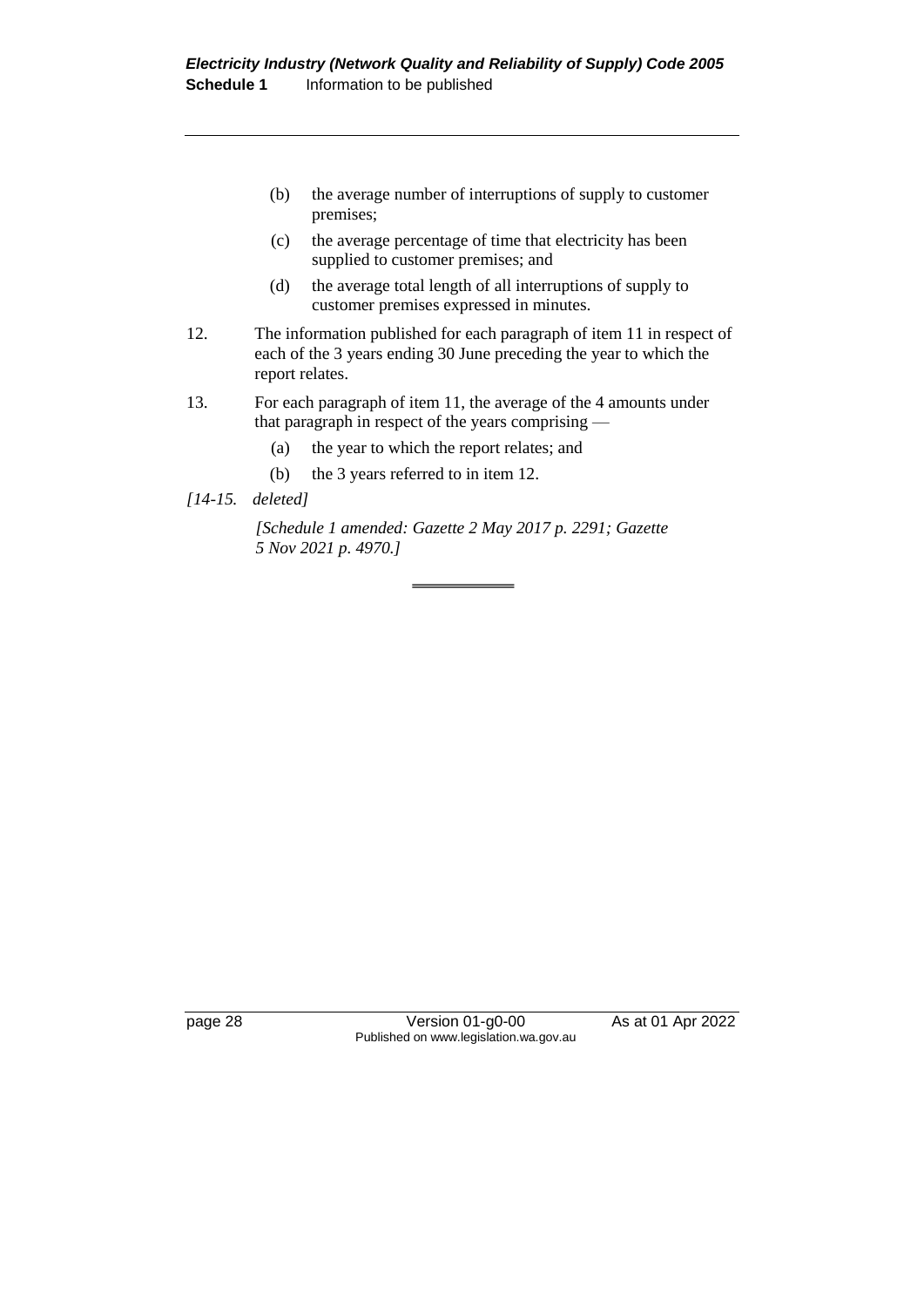(b) the average number of interruptions of supply to customer premises;

(c) the average percentage of time that electricity has been supplied to customer premises; and

(d) the average total length of all interruptions of supply to customer premises expressed in minutes.

12. The information published for each paragraph of item 11 in respect of each of the 3 years ending 30 June preceding the year to which the report relates.

13. For each paragraph of item 11, the average of the 4 amounts under that paragraph in respect of the years comprising —

(a) the year to which the report relates; and

(b) the 3 years referred to in item 12.

*[14-15. deleted]*

*[Schedule 1 amended: Gazette 2 May 2017 p. 2291; Gazette 5 Nov 2021 p. 4970.]*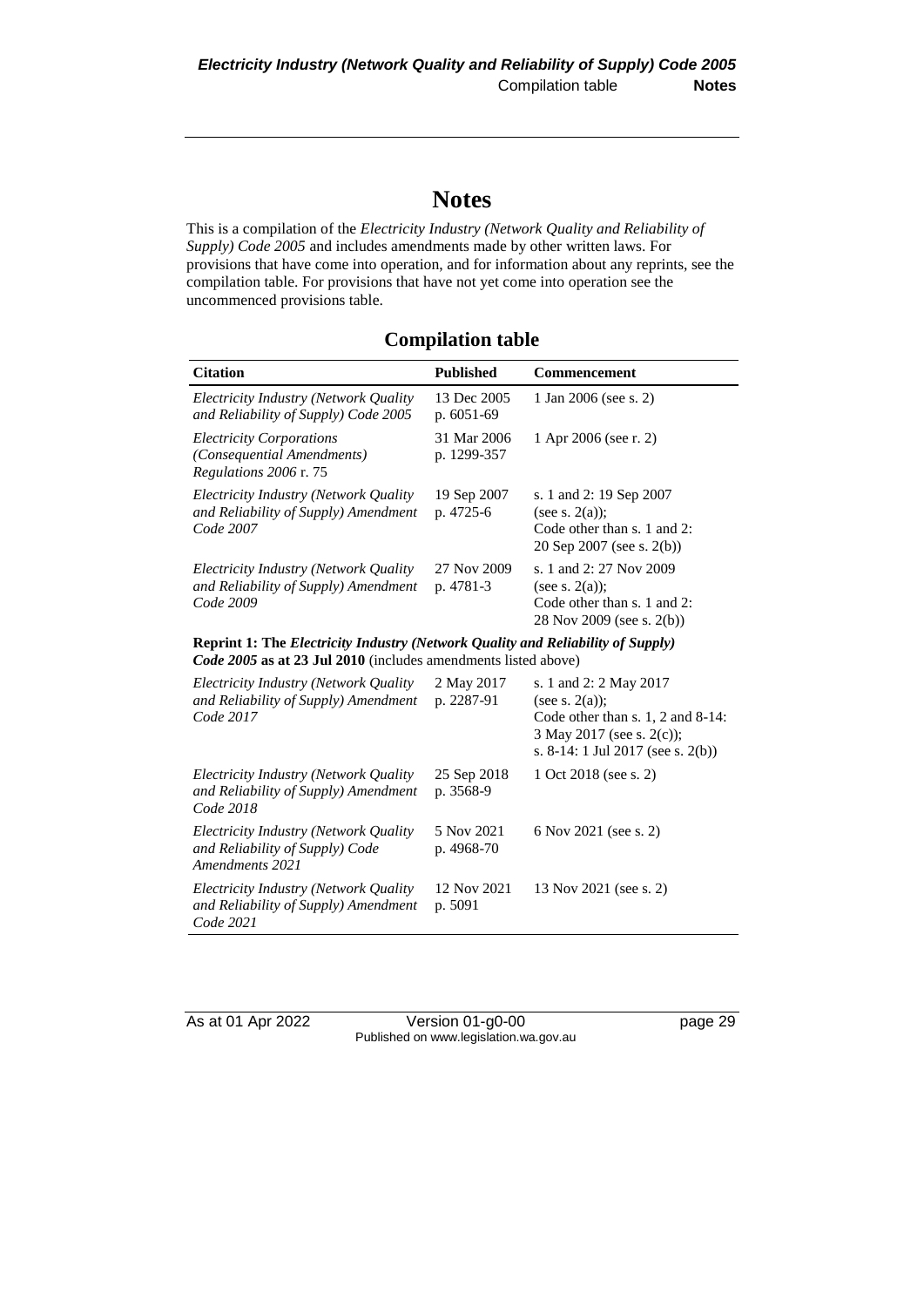# Notes

This is a compilation of the *Electricity Industry (Network Quality and Reliability of Supply) Code 2005* and includes amendments made by other written laws. For provisions that have come into operation, and for information about any reprints, see the compilation table. For provisions that have not yet come into operation see the uncommenced provisions table.

## Compilation table

| Citation | Published | Commencement |
|---|---|---|
| *Electricity Industry (Network Quality and Reliability of Supply) Code 2005* | 13 Dec 2005 p. 6051-69 | 1 Jan 2006 (see s. 2) |
| *Electricity Corporations (Consequential Amendments) Regulations 2006* r. 75 | 31 Mar 2006 p. 1299-357 | 1 Apr 2006 (see r. 2) |
| *Electricity Industry (Network Quality and Reliability of Supply) Amendment Code 2007* | 19 Sep 2007 p. 4725-6 | s. 1 and 2: 19 Sep 2007 (see s. 2(a)); Code other than s. 1 and 2: 20 Sep 2007 (see s. 2(b)) |
| *Electricity Industry (Network Quality and Reliability of Supply) Amendment Code 2009* | 27 Nov 2009 p. 4781-3 | s. 1 and 2: 27 Nov 2009 (see s. 2(a)); Code other than s. 1 and 2: 28 Nov 2009 (see s. 2(b)) |
| **Reprint 1: The *Electricity Industry (Network Quality and Reliability of Supply) Code 2005* as at 23 Jul 2010** (includes amendments listed above) | | |
| *Electricity Industry (Network Quality and Reliability of Supply) Amendment Code 2017* | 2 May 2017 p. 2287-91 | s. 1 and 2: 2 May 2017 (see s. 2(a)); Code other than s. 1, 2 and 8-14: 3 May 2017 (see s. 2(c)); s. 8-14: 1 Jul 2017 (see s. 2(b)) |
| *Electricity Industry (Network Quality and Reliability of Supply) Amendment Code 2018* | 25 Sep 2018 p. 3568-9 | 1 Oct 2018 (see s. 2) |
| *Electricity Industry (Network Quality and Reliability of Supply) Code Amendments 2021* | 5 Nov 2021 p. 4968-70 | 6 Nov 2021 (see s. 2) |
| *Electricity Industry (Network Quality and Reliability of Supply) Amendment Code 2021* | 12 Nov 2021 p. 5091 | 13 Nov 2021 (see s. 2) |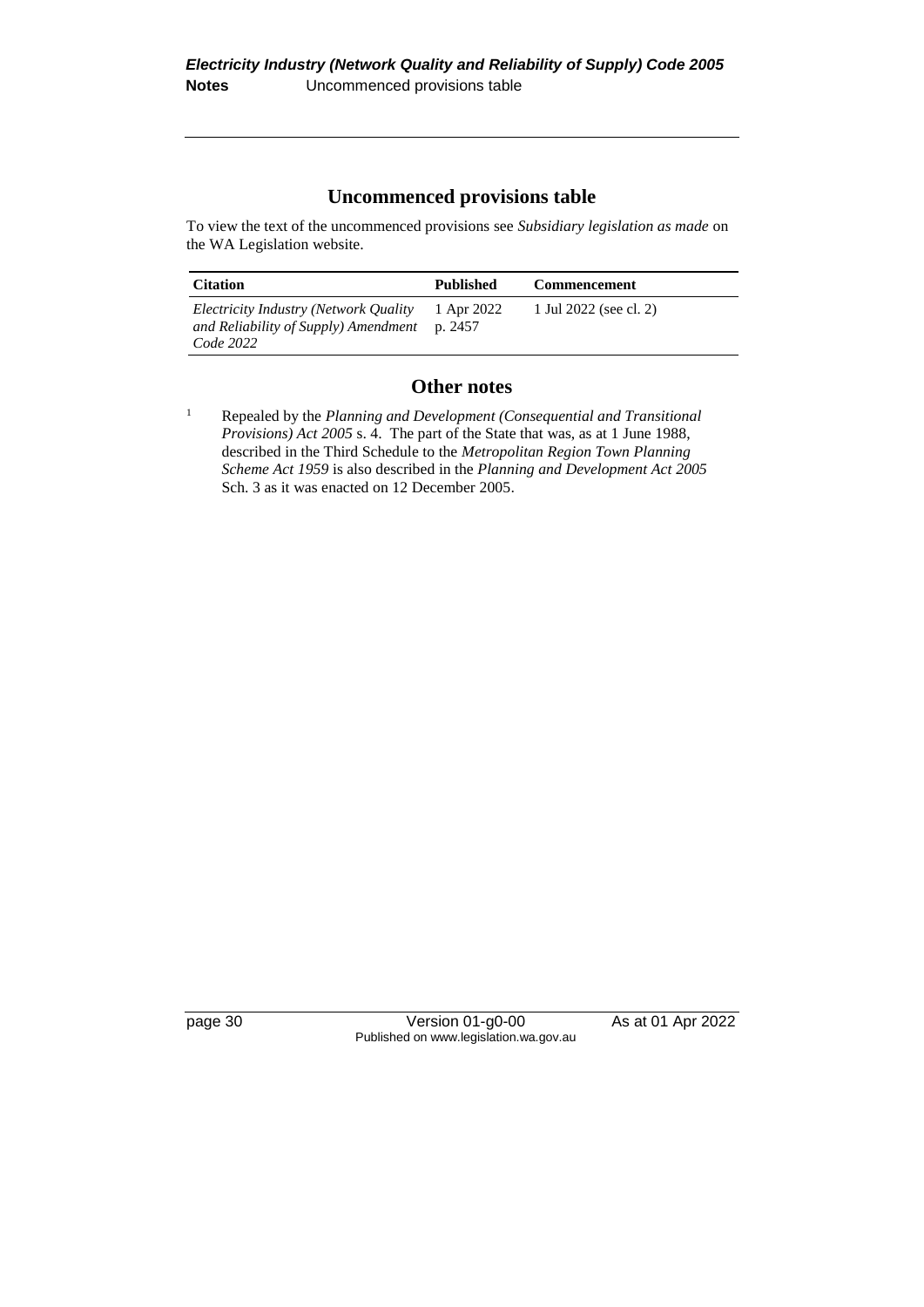## Uncommenced provisions table

To view the text of the uncommenced provisions see *Subsidiary legislation as made* on the WA Legislation website.

| Citation | Published | Commencement |
|---|---|---|
| *Electricity Industry (Network Quality and Reliability of Supply) Amendment Code 2022* | 1 Apr 2022 p. 2457 | 1 Jul 2022 (see cl. 2) |

## Other notes

[1] Repealed by the *Planning and Development (Consequential and Transitional Provisions) Act 2005* s. 4. The part of the State that was, as at 1 June 1988, described in the Third Schedule to the *Metropolitan Region Town Planning Scheme Act 1959* is also described in the *Planning and Development Act 2005* Sch. 3 as it was enacted on 12 December 2005.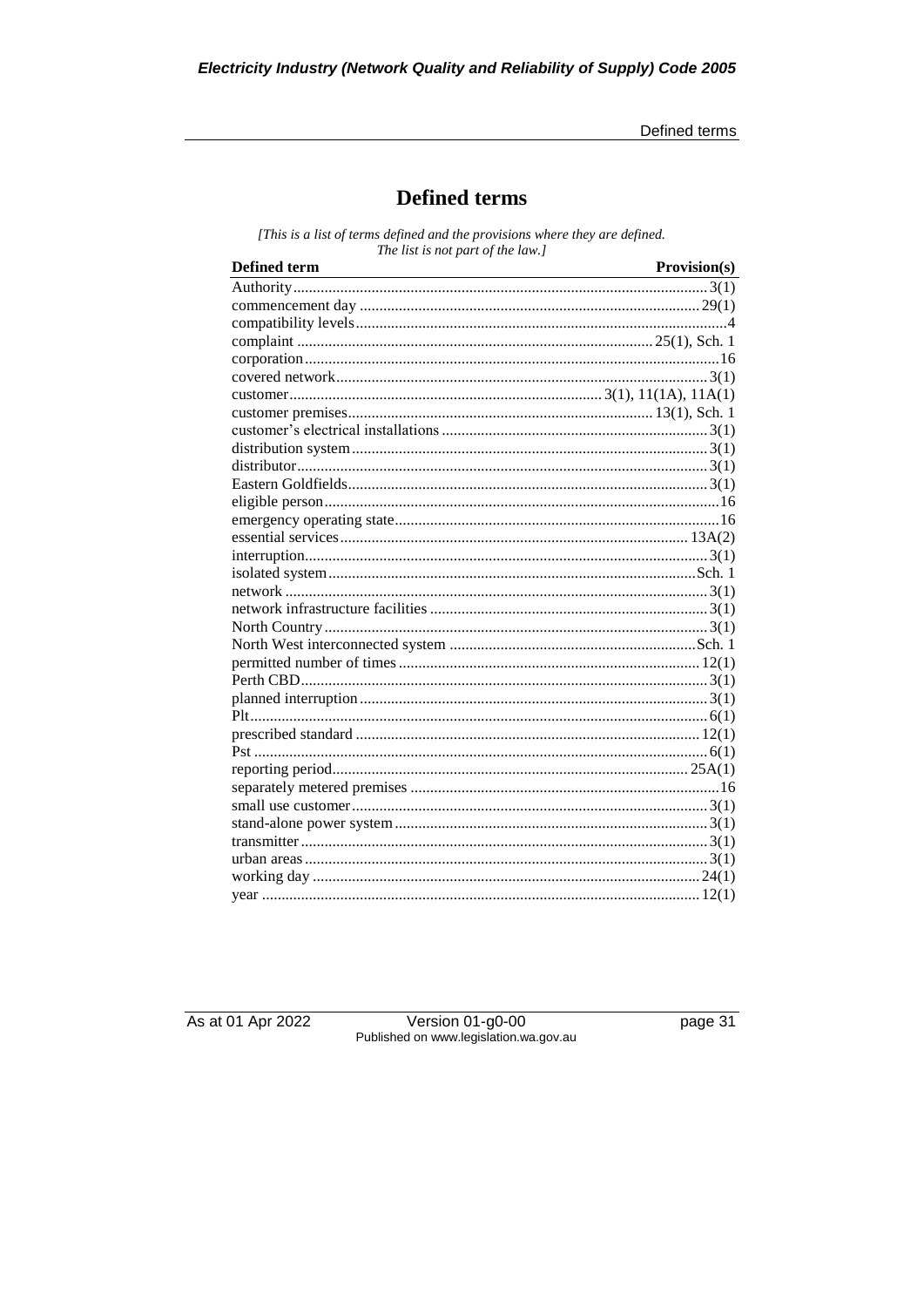# Defined terms

*[This is a list of terms defined and the provisions where they are defined. The list is not part of the law.]*

| Defined term | Provision(s) |
|---|---|
| Authority | 3(1) |
| commencement day | 29(1) |
| compatibility levels | 4 |
| complaint | 25(1), Sch. 1 |
| corporation | 16 |
| covered network | 3(1) |
| customer | 3(1), 11(1A), 11A(1) |
| customer premises | 13(1), Sch. 1 |
| customer's electrical installations | 3(1) |
| distribution system | 3(1) |
| distributor | 3(1) |
| Eastern Goldfields | 3(1) |
| eligible person | 16 |
| emergency operating state | 16 |
| essential services | 13A(2) |
| interruption | 3(1) |
| isolated system | Sch. 1 |
| network | 3(1) |
| network infrastructure facilities | 3(1) |
| North Country | 3(1) |
| North West interconnected system | Sch. 1 |
| permitted number of times | 12(1) |
| Perth CBD | 3(1) |
| planned interruption | 3(1) |
| Plt | 6(1) |
| prescribed standard | 12(1) |
| Pst | 6(1) |
| reporting period | 25A(1) |
| separately metered premises | 16 |
| small use customer | 3(1) |
| stand-alone power system | 3(1) |
| transmitter | 3(1) |
| urban areas | 3(1) |
| working day | 24(1) |
| year | 12(1) |